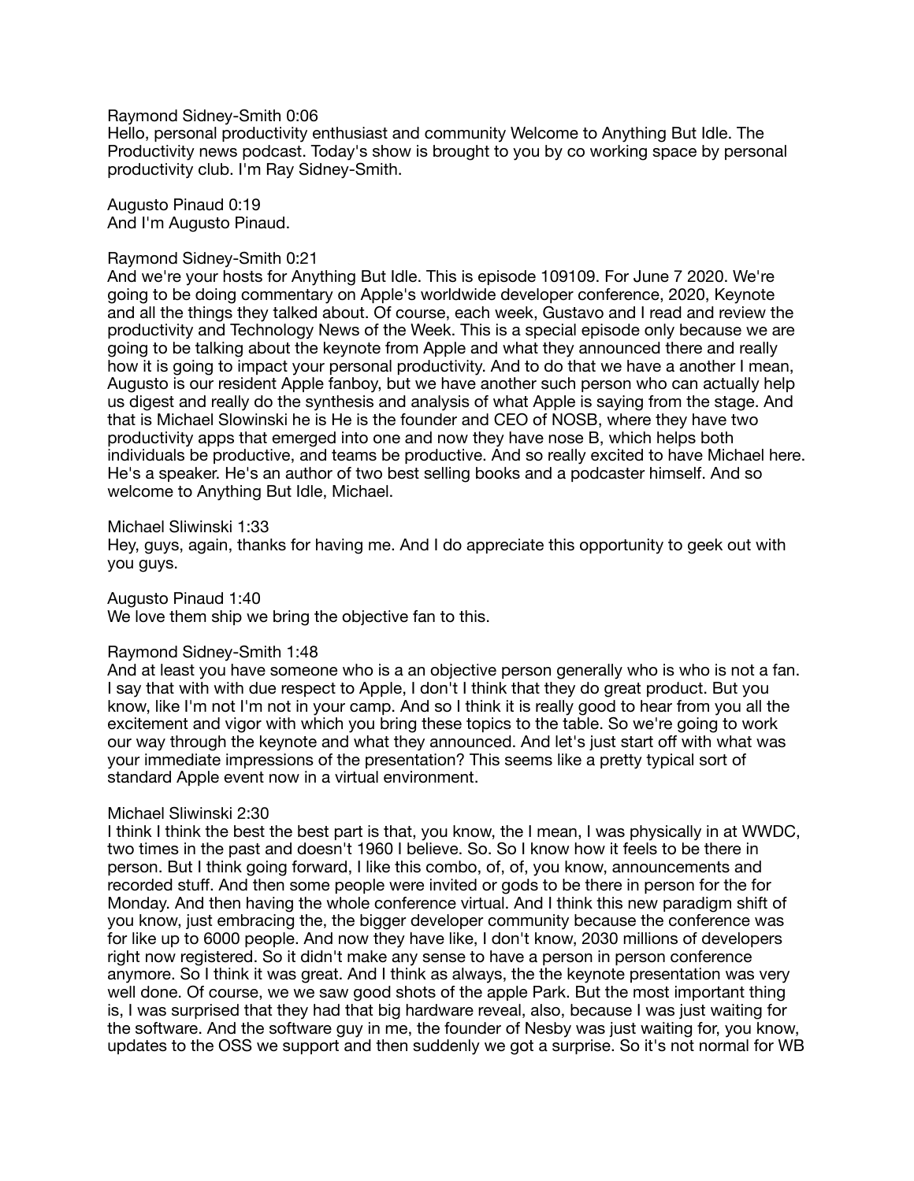Raymond Sidney-Smith 0:06
Hello, personal productivity enthusiast and community Welcome to Anything But Idle. The Productivity news podcast. Today's show is brought to you by co working space by personal productivity club. I'm Ray Sidney-Smith.

Augusto Pinaud 0:19
And I'm Augusto Pinaud.

Raymond Sidney-Smith 0:21
And we're your hosts for Anything But Idle. This is episode 109109. For June 7 2020. We're going to be doing commentary on Apple's worldwide developer conference, 2020, Keynote and all the things they talked about. Of course, each week, Gustavo and I read and review the productivity and Technology News of the Week. This is a special episode only because we are going to be talking about the keynote from Apple and what they announced there and really how it is going to impact your personal productivity. And to do that we have a another I mean, Augusto is our resident Apple fanboy, but we have another such person who can actually help us digest and really do the synthesis and analysis of what Apple is saying from the stage. And that is Michael Slowinski he is He is the founder and CEO of NOSB, where they have two productivity apps that emerged into one and now they have nose B, which helps both individuals be productive, and teams be productive. And so really excited to have Michael here. He's a speaker. He's an author of two best selling books and a podcaster himself. And so welcome to Anything But Idle, Michael.

Michael Sliwinski 1:33
Hey, guys, again, thanks for having me. And I do appreciate this opportunity to geek out with you guys.

Augusto Pinaud 1:40
We love them ship we bring the objective fan to this.

Raymond Sidney-Smith 1:48
And at least you have someone who is a an objective person generally who is who is not a fan. I say that with with due respect to Apple, I don't I think that they do great product. But you know, like I'm not I'm not in your camp. And so I think it is really good to hear from you all the excitement and vigor with which you bring these topics to the table. So we're going to work our way through the keynote and what they announced. And let's just start off with what was your immediate impressions of the presentation? This seems like a pretty typical sort of standard Apple event now in a virtual environment.

Michael Sliwinski 2:30
I think I think the best the best part is that, you know, the I mean, I was physically in at WWDC, two times in the past and doesn't 1960 I believe. So. So I know how it feels to be there in person. But I think going forward, I like this combo, of, of, you know, announcements and recorded stuff. And then some people were invited or gods to be there in person for the for Monday. And then having the whole conference virtual. And I think this new paradigm shift of you know, just embracing the, the bigger developer community because the conference was for like up to 6000 people. And now they have like, I don't know, 2030 millions of developers right now registered. So it didn't make any sense to have a person in person conference anymore. So I think it was great. And I think as always, the the keynote presentation was very well done. Of course, we we saw good shots of the apple Park. But the most important thing is, I was surprised that they had that big hardware reveal, also, because I was just waiting for the software. And the software guy in me, the founder of Nesby was just waiting for, you know, updates to the OSS we support and then suddenly we got a surprise. So it's not normal for WB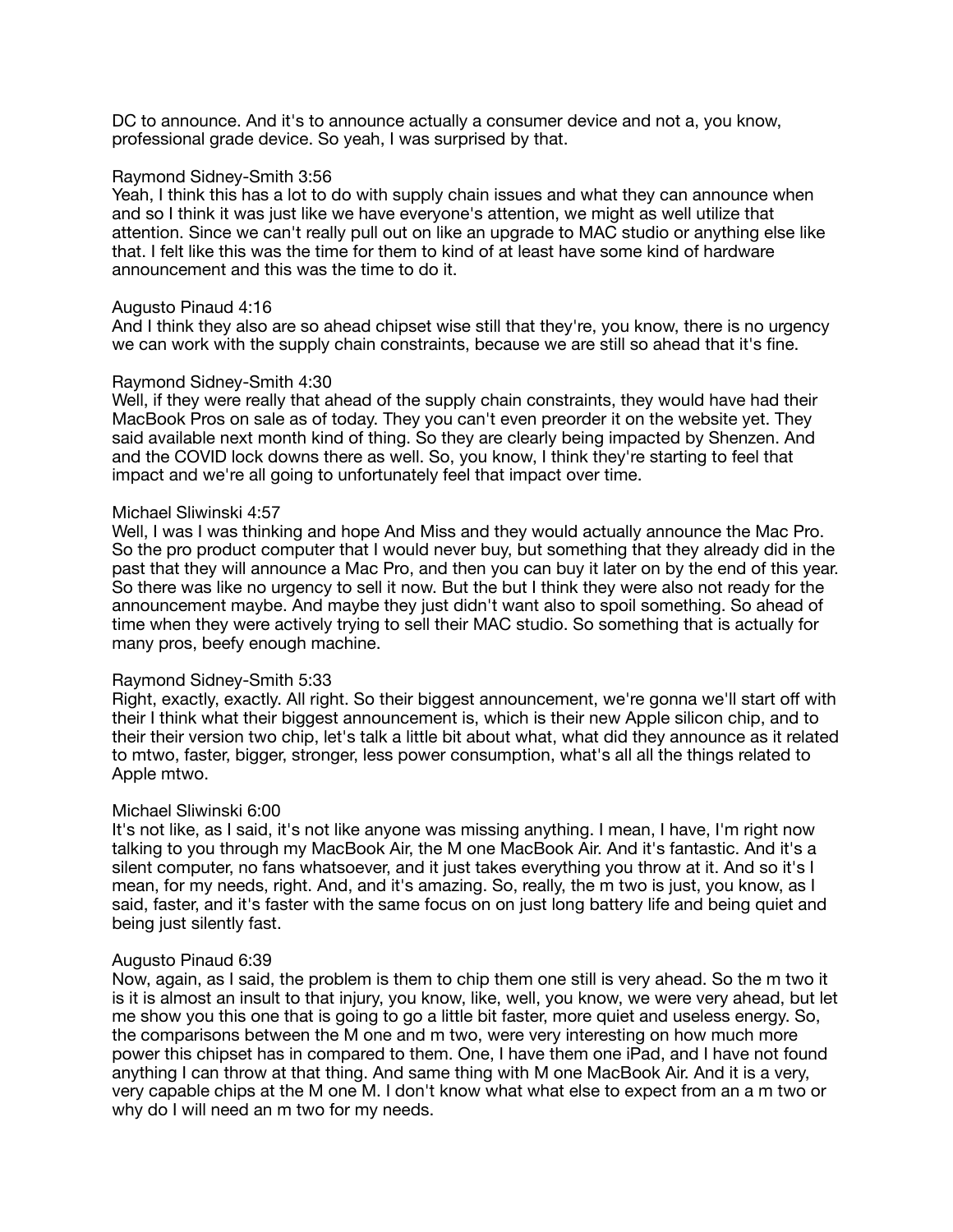DC to announce. And it's to announce actually a consumer device and not a, you know, professional grade device. So yeah, I was surprised by that.

Raymond Sidney-Smith 3:56
Yeah, I think this has a lot to do with supply chain issues and what they can announce when and so I think it was just like we have everyone's attention, we might as well utilize that attention. Since we can't really pull out on like an upgrade to MAC studio or anything else like that. I felt like this was the time for them to kind of at least have some kind of hardware announcement and this was the time to do it.

Augusto Pinaud 4:16
And I think they also are so ahead chipset wise still that they're, you know, there is no urgency we can work with the supply chain constraints, because we are still so ahead that it's fine.

Raymond Sidney-Smith 4:30
Well, if they were really that ahead of the supply chain constraints, they would have had their MacBook Pros on sale as of today. They you can't even preorder it on the website yet. They said available next month kind of thing. So they are clearly being impacted by Shenzen. And and the COVID lock downs there as well. So, you know, I think they're starting to feel that impact and we're all going to unfortunately feel that impact over time.

Michael Sliwinski 4:57
Well, I was I was thinking and hope And Miss and they would actually announce the Mac Pro. So the pro product computer that I would never buy, but something that they already did in the past that they will announce a Mac Pro, and then you can buy it later on by the end of this year. So there was like no urgency to sell it now. But the but I think they were also not ready for the announcement maybe. And maybe they just didn't want also to spoil something. So ahead of time when they were actively trying to sell their MAC studio. So something that is actually for many pros, beefy enough machine.

Raymond Sidney-Smith 5:33
Right, exactly, exactly. All right. So their biggest announcement, we're gonna we'll start off with their I think what their biggest announcement is, which is their new Apple silicon chip, and to their their version two chip, let's talk a little bit about what, what did they announce as it related to mtwo, faster, bigger, stronger, less power consumption, what's all all the things related to Apple mtwo.

Michael Sliwinski 6:00
It's not like, as I said, it's not like anyone was missing anything. I mean, I have, I'm right now talking to you through my MacBook Air, the M one MacBook Air. And it's fantastic. And it's a silent computer, no fans whatsoever, and it just takes everything you throw at it. And so it's I mean, for my needs, right. And, and it's amazing. So, really, the m two is just, you know, as I said, faster, and it's faster with the same focus on on just long battery life and being quiet and being just silently fast.

Augusto Pinaud 6:39
Now, again, as I said, the problem is them to chip them one still is very ahead. So the m two it is it is almost an insult to that injury, you know, like, well, you know, we were very ahead, but let me show you this one that is going to go a little bit faster, more quiet and useless energy. So, the comparisons between the M one and m two, were very interesting on how much more power this chipset has in compared to them. One, I have them one iPad, and I have not found anything I can throw at that thing. And same thing with M one MacBook Air. And it is a very, very capable chips at the M one M. I don't know what what else to expect from an a m two or why do I will need an m two for my needs.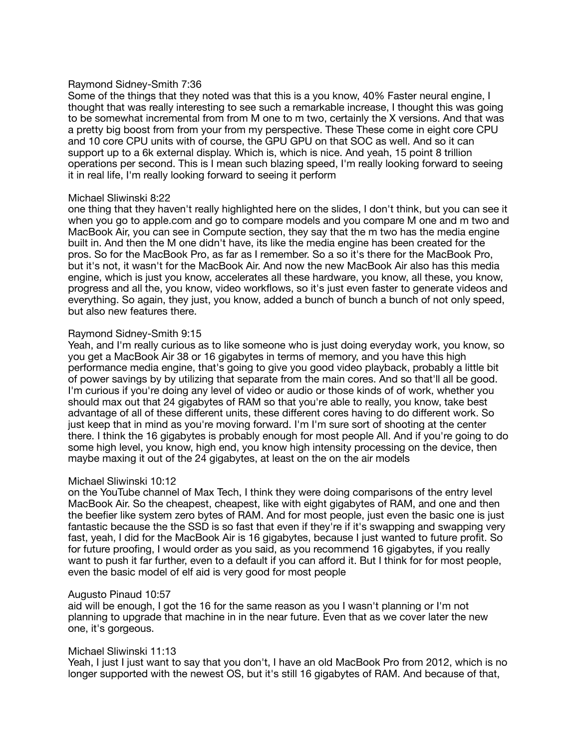Raymond Sidney-Smith 7:36
Some of the things that they noted was that this is a you know, 40% Faster neural engine, I thought that was really interesting to see such a remarkable increase, I thought this was going to be somewhat incremental from from M one to m two, certainly the X versions. And that was a pretty big boost from from your from my perspective. These These come in eight core CPU and 10 core CPU units with of course, the GPU GPU on that SOC as well. And so it can support up to a 6k external display. Which is, which is nice. And yeah, 15 point 8 trillion operations per second. This is I mean such blazing speed, I'm really looking forward to seeing it in real life, I'm really looking forward to seeing it perform

Michael Sliwinski 8:22
one thing that they haven't really highlighted here on the slides, I don't think, but you can see it when you go to apple.com and go to compare models and you compare M one and m two and MacBook Air, you can see in Compute section, they say that the m two has the media engine built in. And then the M one didn't have, its like the media engine has been created for the pros. So for the MacBook Pro, as far as I remember. So a so it's there for the MacBook Pro, but it's not, it wasn't for the MacBook Air. And now the new MacBook Air also has this media engine, which is just you know, accelerates all these hardware, you know, all these, you know, progress and all the, you know, video workflows, so it's just even faster to generate videos and everything. So again, they just, you know, added a bunch of bunch a bunch of not only speed, but also new features there.

Raymond Sidney-Smith 9:15
Yeah, and I'm really curious as to like someone who is just doing everyday work, you know, so you get a MacBook Air 38 or 16 gigabytes in terms of memory, and you have this high performance media engine, that's going to give you good video playback, probably a little bit of power savings by by utilizing that separate from the main cores. And so that'll all be good. I'm curious if you're doing any level of video or audio or those kinds of of work, whether you should max out that 24 gigabytes of RAM so that you're able to really, you know, take best advantage of all of these different units, these different cores having to do different work. So just keep that in mind as you're moving forward. I'm I'm sure sort of shooting at the center there. I think the 16 gigabytes is probably enough for most people All. And if you're going to do some high level, you know, high end, you know high intensity processing on the device, then maybe maxing it out of the 24 gigabytes, at least on the on the air models

Michael Sliwinski 10:12
on the YouTube channel of Max Tech, I think they were doing comparisons of the entry level MacBook Air. So the cheapest, cheapest, like with eight gigabytes of RAM, and one and then the beefier like system zero bytes of RAM. And for most people, just even the basic one is just fantastic because the the SSD is so fast that even if they're if it's swapping and swapping very fast, yeah, I did for the MacBook Air is 16 gigabytes, because I just wanted to future profit. So for future proofing, I would order as you said, as you recommend 16 gigabytes, if you really want to push it far further, even to a default if you can afford it. But I think for for most people, even the basic model of elf aid is very good for most people

Augusto Pinaud 10:57
aid will be enough, I got the 16 for the same reason as you I wasn't planning or I'm not planning to upgrade that machine in in the near future. Even that as we cover later the new one, it's gorgeous.

Michael Sliwinski 11:13
Yeah, I just I just want to say that you don't, I have an old MacBook Pro from 2012, which is no longer supported with the newest OS, but it's still 16 gigabytes of RAM. And because of that,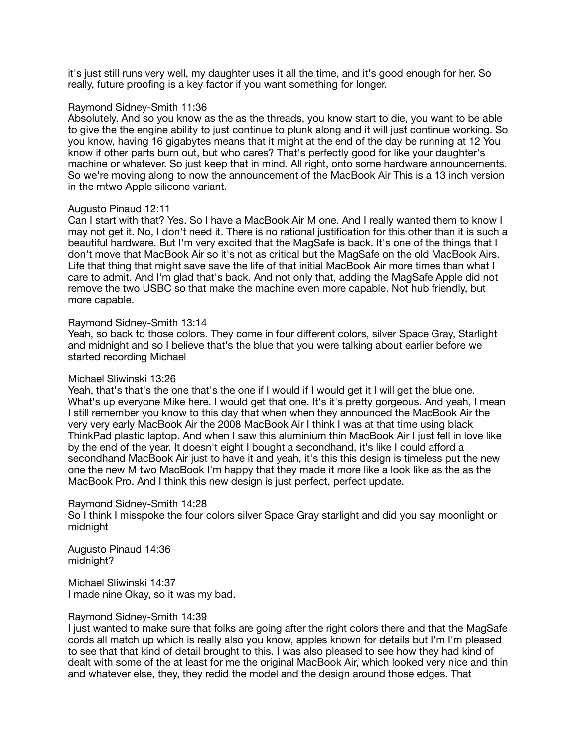it's just still runs very well, my daughter uses it all the time, and it's good enough for her. So really, future proofing is a key factor if you want something for longer.

Raymond Sidney-Smith 11:36
Absolutely. And so you know as the as the threads, you know start to die, you want to be able to give the the engine ability to just continue to plunk along and it will just continue working. So you know, having 16 gigabytes means that it might at the end of the day be running at 12 You know if other parts burn out, but who cares? That's perfectly good for like your daughter's machine or whatever. So just keep that in mind. All right, onto some hardware announcements. So we're moving along to now the announcement of the MacBook Air This is a 13 inch version in the mtwo Apple silicone variant.

Augusto Pinaud 12:11
Can I start with that? Yes. So I have a MacBook Air M one. And I really wanted them to know I may not get it. No, I don't need it. There is no rational justification for this other than it is such a beautiful hardware. But I'm very excited that the MagSafe is back. It's one of the things that I don't move that MacBook Air so it's not as critical but the MagSafe on the old MacBook Airs. Life that thing that might save save the life of that initial MacBook Air more times than what I care to admit. And I'm glad that's back. And not only that, adding the MagSafe Apple did not remove the two USBC so that make the machine even more capable. Not hub friendly, but more capable.

Raymond Sidney-Smith 13:14
Yeah, so back to those colors. They come in four different colors, silver Space Gray, Starlight and midnight and so I believe that's the blue that you were talking about earlier before we started recording Michael

Michael Sliwinski 13:26
Yeah, that's that's the one that's the one if I would if I would get it I will get the blue one. What's up everyone Mike here. I would get that one. It's it's pretty gorgeous. And yeah, I mean I still remember you know to this day that when when they announced the MacBook Air the very very early MacBook Air the 2008 MacBook Air I think I was at that time using black ThinkPad plastic laptop. And when I saw this aluminium thin MacBook Air I just fell in love like by the end of the year. It doesn't eight I bought a secondhand, it's like I could afford a secondhand MacBook Air just to have it and yeah, it's this this design is timeless put the new one the new M two MacBook I'm happy that they made it more like a look like as the as the MacBook Pro. And I think this new design is just perfect, perfect update.

Raymond Sidney-Smith 14:28
So I think I misspoke the four colors silver Space Gray starlight and did you say moonlight or midnight

Augusto Pinaud 14:36
midnight?

Michael Sliwinski 14:37
I made nine Okay, so it was my bad.

Raymond Sidney-Smith 14:39
I just wanted to make sure that folks are going after the right colors there and that the MagSafe cords all match up which is really also you know, apples known for details but I'm I'm pleased to see that that kind of detail brought to this. I was also pleased to see how they had kind of dealt with some of the at least for me the original MacBook Air, which looked very nice and thin and whatever else, they, they redid the model and the design around those edges. That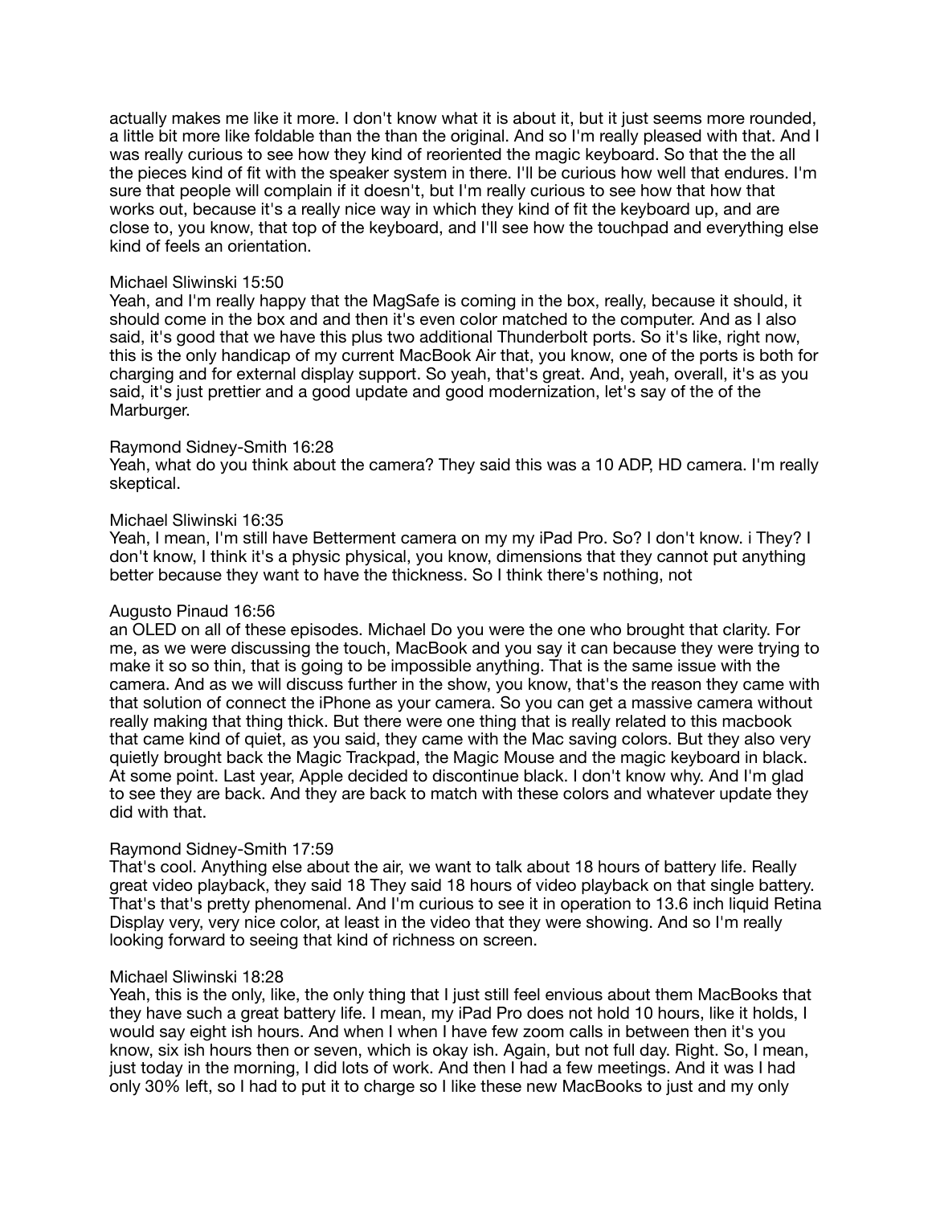actually makes me like it more. I don't know what it is about it, but it just seems more rounded, a little bit more like foldable than the than the original. And so I'm really pleased with that. And I was really curious to see how they kind of reoriented the magic keyboard. So that the the all the pieces kind of fit with the speaker system in there. I'll be curious how well that endures. I'm sure that people will complain if it doesn't, but I'm really curious to see how that how that works out, because it's a really nice way in which they kind of fit the keyboard up, and are close to, you know, that top of the keyboard, and I'll see how the touchpad and everything else kind of feels an orientation.

Michael Sliwinski 15:50
Yeah, and I'm really happy that the MagSafe is coming in the box, really, because it should, it should come in the box and and then it's even color matched to the computer. And as I also said, it's good that we have this plus two additional Thunderbolt ports. So it's like, right now, this is the only handicap of my current MacBook Air that, you know, one of the ports is both for charging and for external display support. So yeah, that's great. And, yeah, overall, it's as you said, it's just prettier and a good update and good modernization, let's say of the of the Marburger.

Raymond Sidney-Smith 16:28
Yeah, what do you think about the camera? They said this was a 10 ADP, HD camera. I'm really skeptical.

Michael Sliwinski 16:35
Yeah, I mean, I'm still have Betterment camera on my my iPad Pro. So? I don't know. i They? I don't know, I think it's a physic physical, you know, dimensions that they cannot put anything better because they want to have the thickness. So I think there's nothing, not

Augusto Pinaud 16:56
an OLED on all of these episodes. Michael Do you were the one who brought that clarity. For me, as we were discussing the touch, MacBook and you say it can because they were trying to make it so so thin, that is going to be impossible anything. That is the same issue with the camera. And as we will discuss further in the show, you know, that's the reason they came with that solution of connect the iPhone as your camera. So you can get a massive camera without really making that thing thick. But there were one thing that is really related to this macbook that came kind of quiet, as you said, they came with the Mac saving colors. But they also very quietly brought back the Magic Trackpad, the Magic Mouse and the magic keyboard in black. At some point. Last year, Apple decided to discontinue black. I don't know why. And I'm glad to see they are back. And they are back to match with these colors and whatever update they did with that.

Raymond Sidney-Smith 17:59
That's cool. Anything else about the air, we want to talk about 18 hours of battery life. Really great video playback, they said 18 They said 18 hours of video playback on that single battery. That's that's pretty phenomenal. And I'm curious to see it in operation to 13.6 inch liquid Retina Display very, very nice color, at least in the video that they were showing. And so I'm really looking forward to seeing that kind of richness on screen.

Michael Sliwinski 18:28
Yeah, this is the only, like, the only thing that I just still feel envious about them MacBooks that they have such a great battery life. I mean, my iPad Pro does not hold 10 hours, like it holds, I would say eight ish hours. And when I when I have few zoom calls in between then it's you know, six ish hours then or seven, which is okay ish. Again, but not full day. Right. So, I mean, just today in the morning, I did lots of work. And then I had a few meetings. And it was I had only 30% left, so I had to put it to charge so I like these new MacBooks to just and my only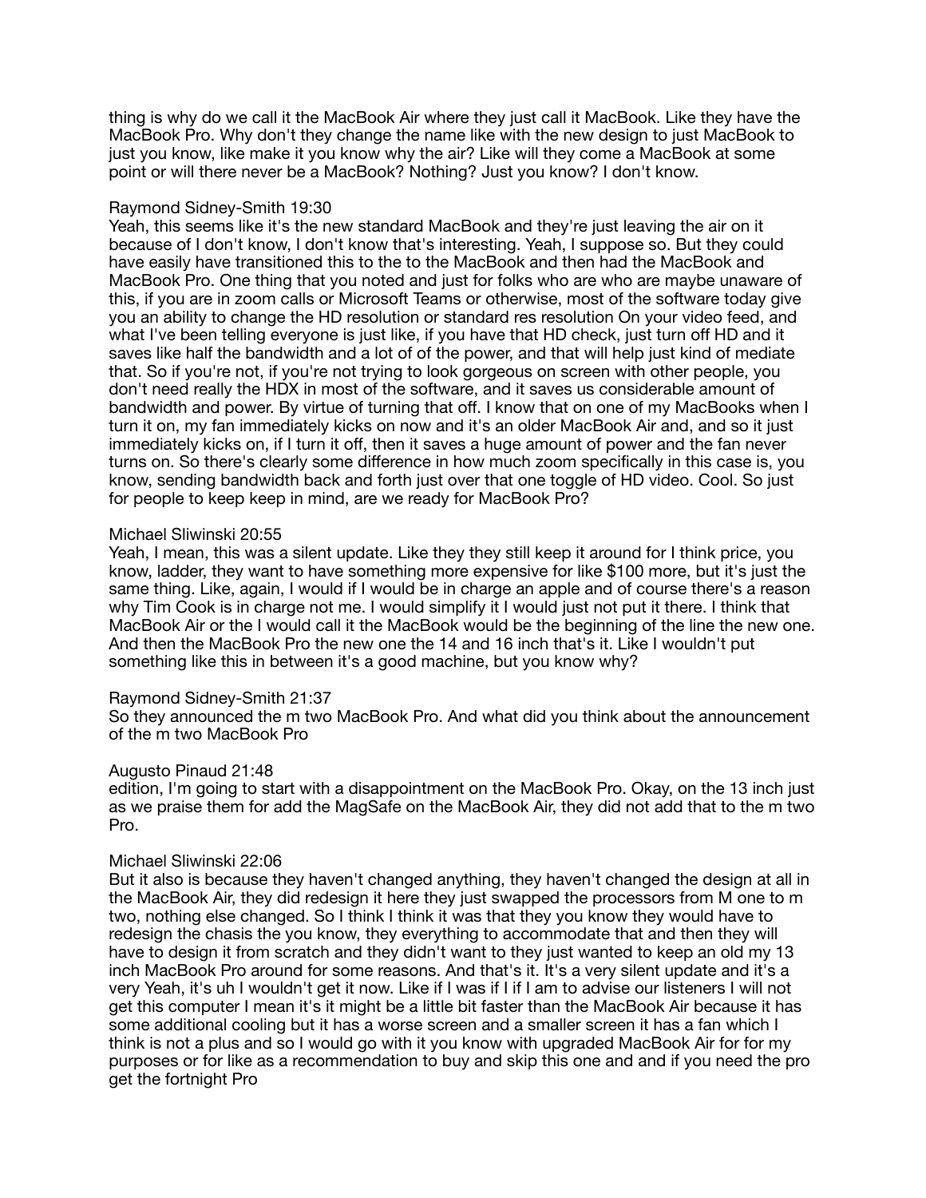thing is why do we call it the MacBook Air where they just call it MacBook. Like they have the MacBook Pro. Why don't they change the name like with the new design to just MacBook to just you know, like make it you know why the air? Like will they come a MacBook at some point or will there never be a MacBook? Nothing? Just you know? I don't know.

Raymond Sidney-Smith 19:30
Yeah, this seems like it's the new standard MacBook and they're just leaving the air on it because of I don't know, I don't know that's interesting. Yeah, I suppose so. But they could have easily have transitioned this to the to the MacBook and then had the MacBook and MacBook Pro. One thing that you noted and just for folks who are who are maybe unaware of this, if you are in zoom calls or Microsoft Teams or otherwise, most of the software today give you an ability to change the HD resolution or standard res resolution On your video feed, and what I've been telling everyone is just like, if you have that HD check, just turn off HD and it saves like half the bandwidth and a lot of of the power, and that will help just kind of mediate that. So if you're not, if you're not trying to look gorgeous on screen with other people, you don't need really the HDX in most of the software, and it saves us considerable amount of bandwidth and power. By virtue of turning that off. I know that on one of my MacBooks when I turn it on, my fan immediately kicks on now and it's an older MacBook Air and, and so it just immediately kicks on, if I turn it off, then it saves a huge amount of power and the fan never turns on. So there's clearly some difference in how much zoom specifically in this case is, you know, sending bandwidth back and forth just over that one toggle of HD video. Cool. So just for people to keep keep in mind, are we ready for MacBook Pro?

Michael Sliwinski 20:55
Yeah, I mean, this was a silent update. Like they they still keep it around for I think price, you know, ladder, they want to have something more expensive for like $100 more, but it's just the same thing. Like, again, I would if I would be in charge an apple and of course there's a reason why Tim Cook is in charge not me. I would simplify it I would just not put it there. I think that MacBook Air or the I would call it the MacBook would be the beginning of the line the new one. And then the MacBook Pro the new one the 14 and 16 inch that's it. Like I wouldn't put something like this in between it's a good machine, but you know why?

Raymond Sidney-Smith 21:37
So they announced the m two MacBook Pro. And what did you think about the announcement of the m two MacBook Pro

Augusto Pinaud 21:48
edition, I'm going to start with a disappointment on the MacBook Pro. Okay, on the 13 inch just as we praise them for add the MagSafe on the MacBook Air, they did not add that to the m two Pro.

Michael Sliwinski 22:06
But it also is because they haven't changed anything, they haven't changed the design at all in the MacBook Air, they did redesign it here they just swapped the processors from M one to m two, nothing else changed. So I think I think it was that they you know they would have to redesign the chasis the you know, they everything to accommodate that and then they will have to design it from scratch and they didn't want to they just wanted to keep an old my 13 inch MacBook Pro around for some reasons. And that's it. It's a very silent update and it's a very Yeah, it's uh I wouldn't get it now. Like if I was if I if I am to advise our listeners I will not get this computer I mean it's it might be a little bit faster than the MacBook Air because it has some additional cooling but it has a worse screen and a smaller screen it has a fan which I think is not a plus and so I would go with it you know with upgraded MacBook Air for for my purposes or for like as a recommendation to buy and skip this one and and if you need the pro get the fortnight Pro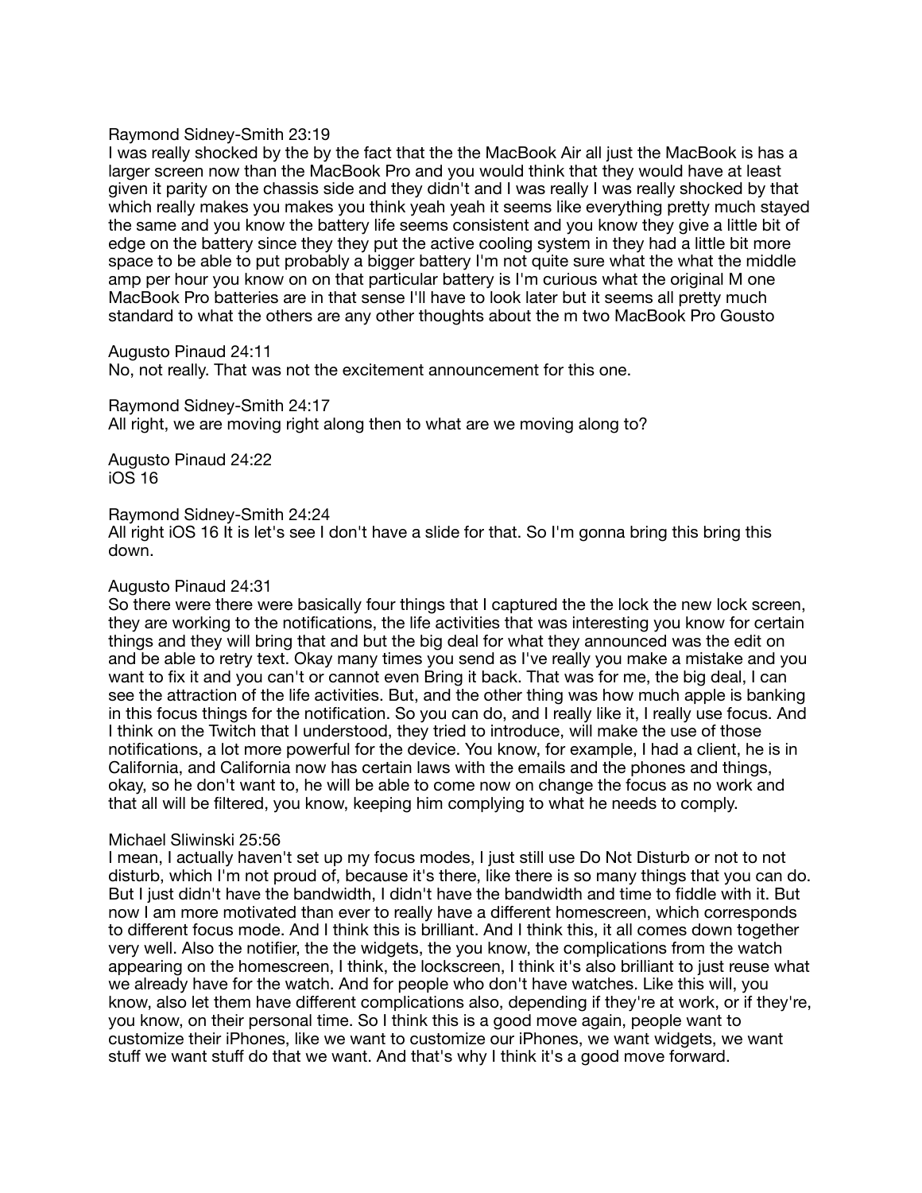Raymond Sidney-Smith 23:19
I was really shocked by the by the fact that the the MacBook Air all just the MacBook is has a larger screen now than the MacBook Pro and you would think that they would have at least given it parity on the chassis side and they didn't and I was really I was really shocked by that which really makes you makes you think yeah yeah it seems like everything pretty much stayed the same and you know the battery life seems consistent and you know they give a little bit of edge on the battery since they they put the active cooling system in they had a little bit more space to be able to put probably a bigger battery I'm not quite sure what the what the middle amp per hour you know on on that particular battery is I'm curious what the original M one MacBook Pro batteries are in that sense I'll have to look later but it seems all pretty much standard to what the others are any other thoughts about the m two MacBook Pro Gousto

Augusto Pinaud 24:11
No, not really. That was not the excitement announcement for this one.

Raymond Sidney-Smith 24:17
All right, we are moving right along then to what are we moving along to?

Augusto Pinaud 24:22
iOS 16

Raymond Sidney-Smith 24:24
All right iOS 16 It is let's see I don't have a slide for that. So I'm gonna bring this bring this down.

Augusto Pinaud 24:31
So there were there were basically four things that I captured the the lock the new lock screen, they are working to the notifications, the life activities that was interesting you know for certain things and they will bring that and but the big deal for what they announced was the edit on and be able to retry text. Okay many times you send as I've really you make a mistake and you want to fix it and you can't or cannot even Bring it back. That was for me, the big deal, I can see the attraction of the life activities. But, and the other thing was how much apple is banking in this focus things for the notification. So you can do, and I really like it, I really use focus. And I think on the Twitch that I understood, they tried to introduce, will make the use of those notifications, a lot more powerful for the device. You know, for example, I had a client, he is in California, and California now has certain laws with the emails and the phones and things, okay, so he don't want to, he will be able to come now on change the focus as no work and that all will be filtered, you know, keeping him complying to what he needs to comply.

Michael Sliwinski 25:56
I mean, I actually haven't set up my focus modes, I just still use Do Not Disturb or not to not disturb, which I'm not proud of, because it's there, like there is so many things that you can do. But I just didn't have the bandwidth, I didn't have the bandwidth and time to fiddle with it. But now I am more motivated than ever to really have a different homescreen, which corresponds to different focus mode. And I think this is brilliant. And I think this, it all comes down together very well. Also the notifier, the the widgets, the you know, the complications from the watch appearing on the homescreen, I think, the lockscreen, I think it's also brilliant to just reuse what we already have for the watch. And for people who don't have watches. Like this will, you know, also let them have different complications also, depending if they're at work, or if they're, you know, on their personal time. So I think this is a good move again, people want to customize their iPhones, like we want to customize our iPhones, we want widgets, we want stuff we want stuff do that we want. And that's why I think it's a good move forward.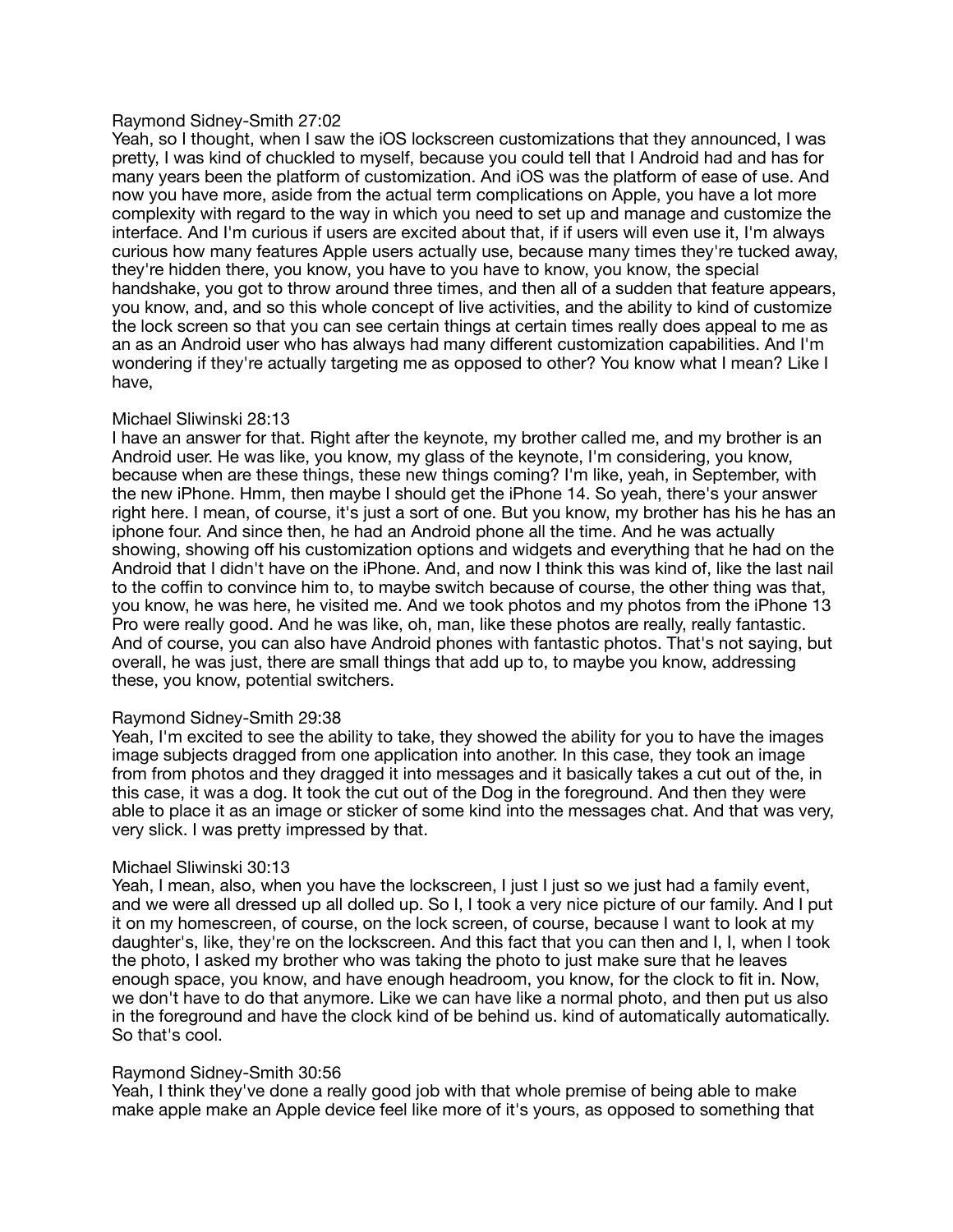Raymond Sidney-Smith 27:02
Yeah, so I thought, when I saw the iOS lockscreen customizations that they announced, I was pretty, I was kind of chuckled to myself, because you could tell that I Android had and has for many years been the platform of customization. And iOS was the platform of ease of use. And now you have more, aside from the actual term complications on Apple, you have a lot more complexity with regard to the way in which you need to set up and manage and customize the interface. And I'm curious if users are excited about that, if if users will even use it, I'm always curious how many features Apple users actually use, because many times they're tucked away, they're hidden there, you know, you have to you have to know, you know, the special handshake, you got to throw around three times, and then all of a sudden that feature appears, you know, and, and so this whole concept of live activities, and the ability to kind of customize the lock screen so that you can see certain things at certain times really does appeal to me as an as an Android user who has always had many different customization capabilities. And I'm wondering if they're actually targeting me as opposed to other? You know what I mean? Like I have,

Michael Sliwinski 28:13
I have an answer for that. Right after the keynote, my brother called me, and my brother is an Android user. He was like, you know, my glass of the keynote, I'm considering, you know, because when are these things, these new things coming? I'm like, yeah, in September, with the new iPhone. Hmm, then maybe I should get the iPhone 14. So yeah, there's your answer right here. I mean, of course, it's just a sort of one. But you know, my brother has his he has an iphone four. And since then, he had an Android phone all the time. And he was actually showing, showing off his customization options and widgets and everything that he had on the Android that I didn't have on the iPhone. And, and now I think this was kind of, like the last nail to the coffin to convince him to, to maybe switch because of course, the other thing was that, you know, he was here, he visited me. And we took photos and my photos from the iPhone 13 Pro were really good. And he was like, oh, man, like these photos are really, really fantastic. And of course, you can also have Android phones with fantastic photos. That's not saying, but overall, he was just, there are small things that add up to, to maybe you know, addressing these, you know, potential switchers.

Raymond Sidney-Smith 29:38
Yeah, I'm excited to see the ability to take, they showed the ability for you to have the images image subjects dragged from one application into another. In this case, they took an image from from photos and they dragged it into messages and it basically takes a cut out of the, in this case, it was a dog. It took the cut out of the Dog in the foreground. And then they were able to place it as an image or sticker of some kind into the messages chat. And that was very, very slick. I was pretty impressed by that.

Michael Sliwinski 30:13
Yeah, I mean, also, when you have the lockscreen, I just I just so we just had a family event, and we were all dressed up all dolled up. So I, I took a very nice picture of our family. And I put it on my homescreen, of course, on the lock screen, of course, because I want to look at my daughter's, like, they're on the lockscreen. And this fact that you can then and I, I, when I took the photo, I asked my brother who was taking the photo to just make sure that he leaves enough space, you know, and have enough headroom, you know, for the clock to fit in. Now, we don't have to do that anymore. Like we can have like a normal photo, and then put us also in the foreground and have the clock kind of be behind us. kind of automatically automatically. So that's cool.

Raymond Sidney-Smith 30:56
Yeah, I think they've done a really good job with that whole premise of being able to make make apple make an Apple device feel like more of it's yours, as opposed to something that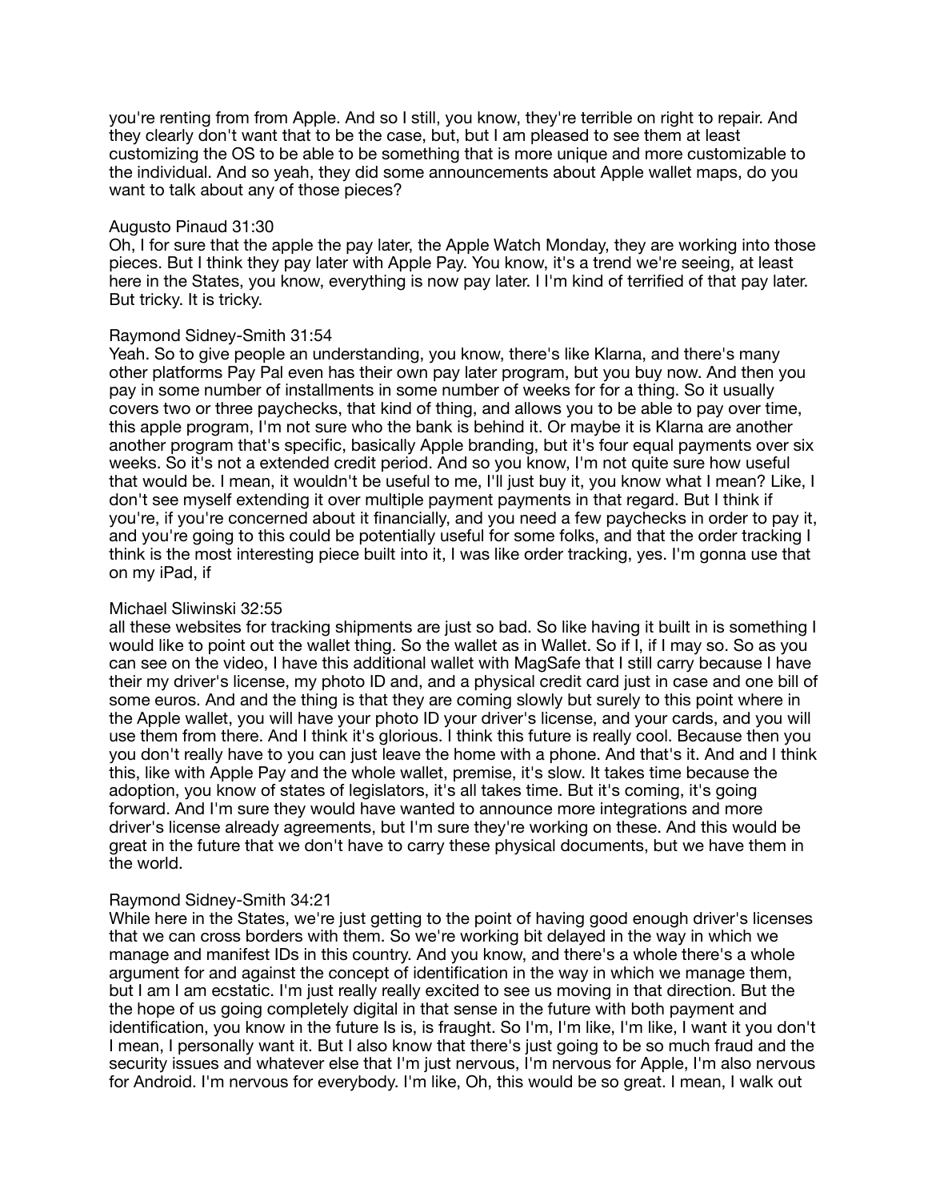you're renting from from Apple. And so I still, you know, they're terrible on right to repair. And they clearly don't want that to be the case, but, but I am pleased to see them at least customizing the OS to be able to be something that is more unique and more customizable to the individual. And so yeah, they did some announcements about Apple wallet maps, do you want to talk about any of those pieces?

Augusto Pinaud 31:30
Oh, I for sure that the apple the pay later, the Apple Watch Monday, they are working into those pieces. But I think they pay later with Apple Pay. You know, it's a trend we're seeing, at least here in the States, you know, everything is now pay later. I I'm kind of terrified of that pay later. But tricky. It is tricky.

Raymond Sidney-Smith 31:54
Yeah. So to give people an understanding, you know, there's like Klarna, and there's many other platforms Pay Pal even has their own pay later program, but you buy now. And then you pay in some number of installments in some number of weeks for for a thing. So it usually covers two or three paychecks, that kind of thing, and allows you to be able to pay over time, this apple program, I'm not sure who the bank is behind it. Or maybe it is Klarna are another another program that's specific, basically Apple branding, but it's four equal payments over six weeks. So it's not a extended credit period. And so you know, I'm not quite sure how useful that would be. I mean, it wouldn't be useful to me, I'll just buy it, you know what I mean? Like, I don't see myself extending it over multiple payment payments in that regard. But I think if you're, if you're concerned about it financially, and you need a few paychecks in order to pay it, and you're going to this could be potentially useful for some folks, and that the order tracking I think is the most interesting piece built into it, I was like order tracking, yes. I'm gonna use that on my iPad, if

Michael Sliwinski 32:55
all these websites for tracking shipments are just so bad. So like having it built in is something I would like to point out the wallet thing. So the wallet as in Wallet. So if I, if I may so. So as you can see on the video, I have this additional wallet with MagSafe that I still carry because I have their my driver's license, my photo ID and, and a physical credit card just in case and one bill of some euros. And and the thing is that they are coming slowly but surely to this point where in the Apple wallet, you will have your photo ID your driver's license, and your cards, and you will use them from there. And I think it's glorious. I think this future is really cool. Because then you you don't really have to you can just leave the home with a phone. And that's it. And and I think this, like with Apple Pay and the whole wallet, premise, it's slow. It takes time because the adoption, you know of states of legislators, it's all takes time. But it's coming, it's going forward. And I'm sure they would have wanted to announce more integrations and more driver's license already agreements, but I'm sure they're working on these. And this would be great in the future that we don't have to carry these physical documents, but we have them in the world.

Raymond Sidney-Smith 34:21
While here in the States, we're just getting to the point of having good enough driver's licenses that we can cross borders with them. So we're working bit delayed in the way in which we manage and manifest IDs in this country. And you know, and there's a whole there's a whole argument for and against the concept of identification in the way in which we manage them, but I am I am ecstatic. I'm just really really excited to see us moving in that direction. But the the hope of us going completely digital in that sense in the future with both payment and identification, you know in the future Is is, is fraught. So I'm, I'm like, I'm like, I want it you don't I mean, I personally want it. But I also know that there's just going to be so much fraud and the security issues and whatever else that I'm just nervous, I'm nervous for Apple, I'm also nervous for Android. I'm nervous for everybody. I'm like, Oh, this would be so great. I mean, I walk out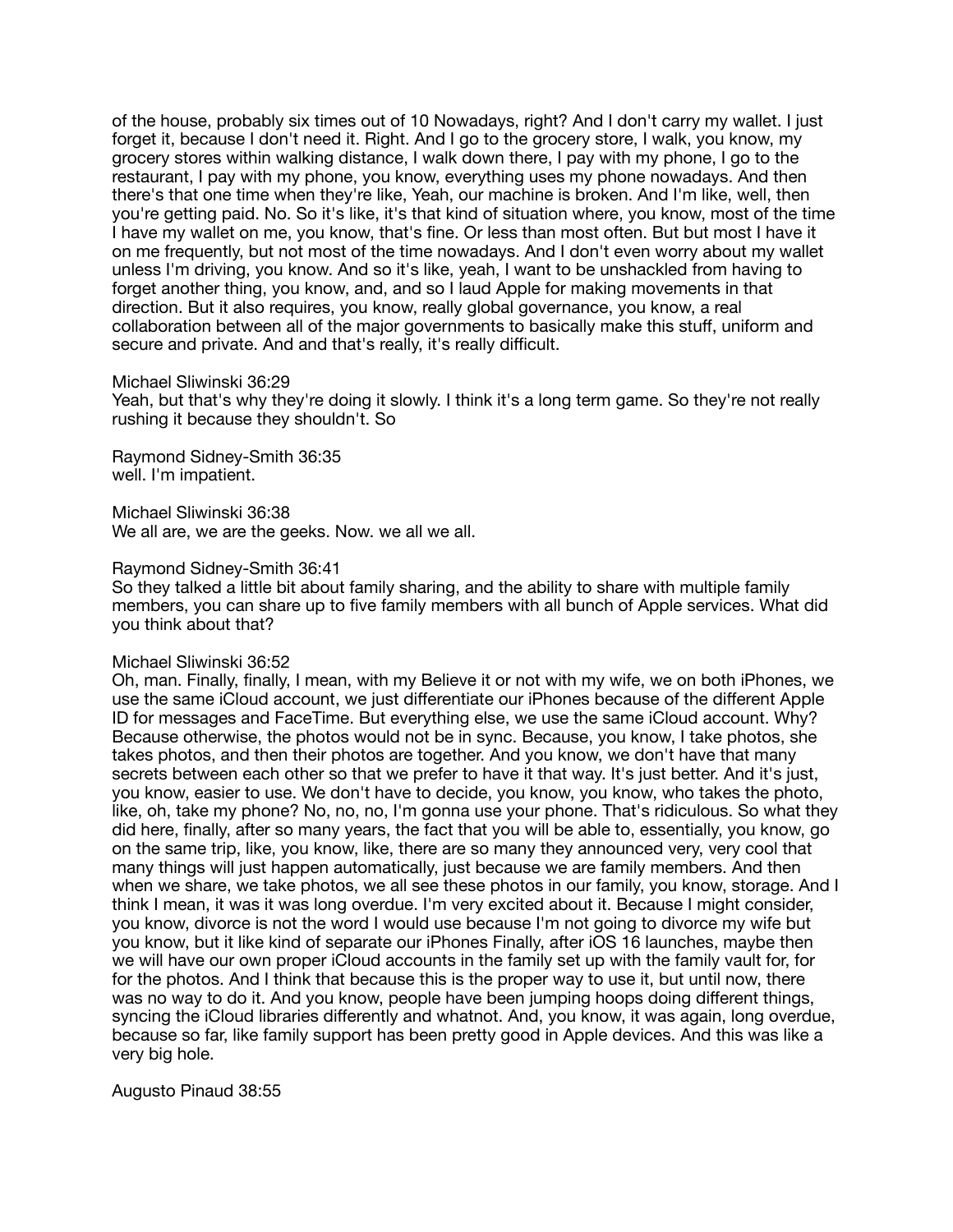of the house, probably six times out of 10 Nowadays, right? And I don't carry my wallet. I just forget it, because I don't need it. Right. And I go to the grocery store, I walk, you know, my grocery stores within walking distance, I walk down there, I pay with my phone, I go to the restaurant, I pay with my phone, you know, everything uses my phone nowadays. And then there's that one time when they're like, Yeah, our machine is broken. And I'm like, well, then you're getting paid. No. So it's like, it's that kind of situation where, you know, most of the time I have my wallet on me, you know, that's fine. Or less than most often. But but most I have it on me frequently, but not most of the time nowadays. And I don't even worry about my wallet unless I'm driving, you know. And so it's like, yeah, I want to be unshackled from having to forget another thing, you know, and, and so I laud Apple for making movements in that direction. But it also requires, you know, really global governance, you know, a real collaboration between all of the major governments to basically make this stuff, uniform and secure and private. And and that's really, it's really difficult.

Michael Sliwinski 36:29
Yeah, but that's why they're doing it slowly. I think it's a long term game. So they're not really rushing it because they shouldn't. So

Raymond Sidney-Smith 36:35
well. I'm impatient.

Michael Sliwinski 36:38
We all are, we are the geeks. Now. we all we all.

Raymond Sidney-Smith 36:41
So they talked a little bit about family sharing, and the ability to share with multiple family members, you can share up to five family members with all bunch of Apple services. What did you think about that?

Michael Sliwinski 36:52
Oh, man. Finally, finally, I mean, with my Believe it or not with my wife, we on both iPhones, we use the same iCloud account, we just differentiate our iPhones because of the different Apple ID for messages and FaceTime. But everything else, we use the same iCloud account. Why? Because otherwise, the photos would not be in sync. Because, you know, I take photos, she takes photos, and then their photos are together. And you know, we don't have that many secrets between each other so that we prefer to have it that way. It's just better. And it's just, you know, easier to use. We don't have to decide, you know, you know, who takes the photo, like, oh, take my phone? No, no, no, I'm gonna use your phone. That's ridiculous. So what they did here, finally, after so many years, the fact that you will be able to, essentially, you know, go on the same trip, like, you know, like, there are so many they announced very, very cool that many things will just happen automatically, just because we are family members. And then when we share, we take photos, we all see these photos in our family, you know, storage. And I think I mean, it was it was long overdue. I'm very excited about it. Because I might consider, you know, divorce is not the word I would use because I'm not going to divorce my wife but you know, but it like kind of separate our iPhones Finally, after iOS 16 launches, maybe then we will have our own proper iCloud accounts in the family set up with the family vault for, for for the photos. And I think that because this is the proper way to use it, but until now, there was no way to do it. And you know, people have been jumping hoops doing different things, syncing the iCloud libraries differently and whatnot. And, you know, it was again, long overdue, because so far, like family support has been pretty good in Apple devices. And this was like a very big hole.

Augusto Pinaud 38:55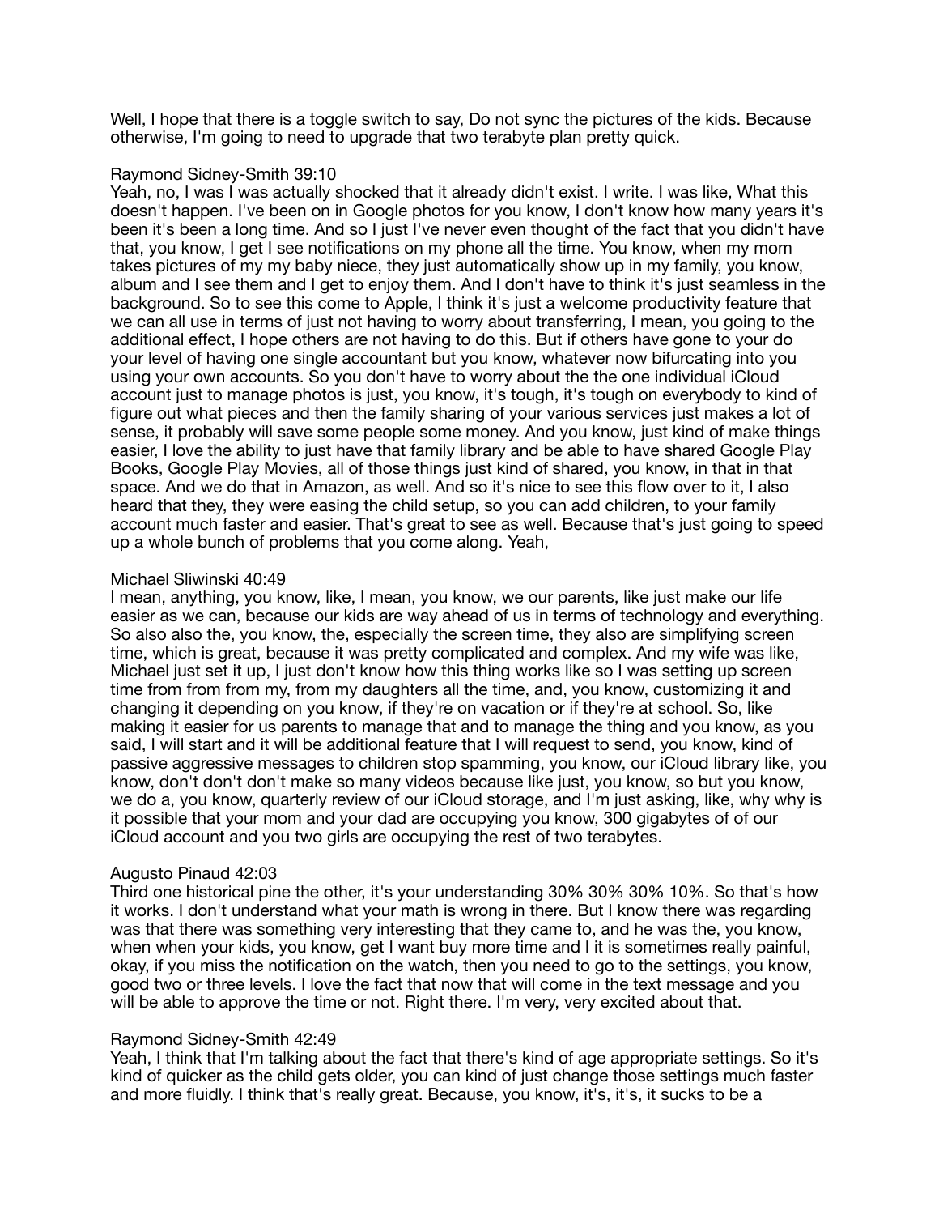Well, I hope that there is a toggle switch to say, Do not sync the pictures of the kids. Because otherwise, I'm going to need to upgrade that two terabyte plan pretty quick.

Raymond Sidney-Smith 39:10
Yeah, no, I was I was actually shocked that it already didn't exist. I write. I was like, What this doesn't happen. I've been on in Google photos for you know, I don't know how many years it's been it's been a long time. And so I just I've never even thought of the fact that you didn't have that, you know, I get I see notifications on my phone all the time. You know, when my mom takes pictures of my my baby niece, they just automatically show up in my family, you know, album and I see them and I get to enjoy them. And I don't have to think it's just seamless in the background. So to see this come to Apple, I think it's just a welcome productivity feature that we can all use in terms of just not having to worry about transferring, I mean, you going to the additional effect, I hope others are not having to do this. But if others have gone to your do your level of having one single accountant but you know, whatever now bifurcating into you using your own accounts. So you don't have to worry about the the one individual iCloud account just to manage photos is just, you know, it's tough, it's tough on everybody to kind of figure out what pieces and then the family sharing of your various services just makes a lot of sense, it probably will save some people some money. And you know, just kind of make things easier, I love the ability to just have that family library and be able to have shared Google Play Books, Google Play Movies, all of those things just kind of shared, you know, in that in that space. And we do that in Amazon, as well. And so it's nice to see this flow over to it, I also heard that they, they were easing the child setup, so you can add children, to your family account much faster and easier. That's great to see as well. Because that's just going to speed up a whole bunch of problems that you come along. Yeah,

Michael Sliwinski 40:49
I mean, anything, you know, like, I mean, you know, we our parents, like just make our life easier as we can, because our kids are way ahead of us in terms of technology and everything. So also also the, you know, the, especially the screen time, they also are simplifying screen time, which is great, because it was pretty complicated and complex. And my wife was like, Michael just set it up, I just don't know how this thing works like so I was setting up screen time from from from my, from my daughters all the time, and, you know, customizing it and changing it depending on you know, if they're on vacation or if they're at school. So, like making it easier for us parents to manage that and to manage the thing and you know, as you said, I will start and it will be additional feature that I will request to send, you know, kind of passive aggressive messages to children stop spamming, you know, our iCloud library like, you know, don't don't don't make so many videos because like just, you know, so but you know, we do a, you know, quarterly review of our iCloud storage, and I'm just asking, like, why why is it possible that your mom and your dad are occupying you know, 300 gigabytes of of our iCloud account and you two girls are occupying the rest of two terabytes.

Augusto Pinaud 42:03
Third one historical pine the other, it's your understanding 30% 30% 30% 10%. So that's how it works. I don't understand what your math is wrong in there. But I know there was regarding was that there was something very interesting that they came to, and he was the, you know, when when your kids, you know, get I want buy more time and I it is sometimes really painful, okay, if you miss the notification on the watch, then you need to go to the settings, you know, good two or three levels. I love the fact that now that will come in the text message and you will be able to approve the time or not. Right there. I'm very, very excited about that.

Raymond Sidney-Smith 42:49
Yeah, I think that I'm talking about the fact that there's kind of age appropriate settings. So it's kind of quicker as the child gets older, you can kind of just change those settings much faster and more fluidly. I think that's really great. Because, you know, it's, it's, it sucks to be a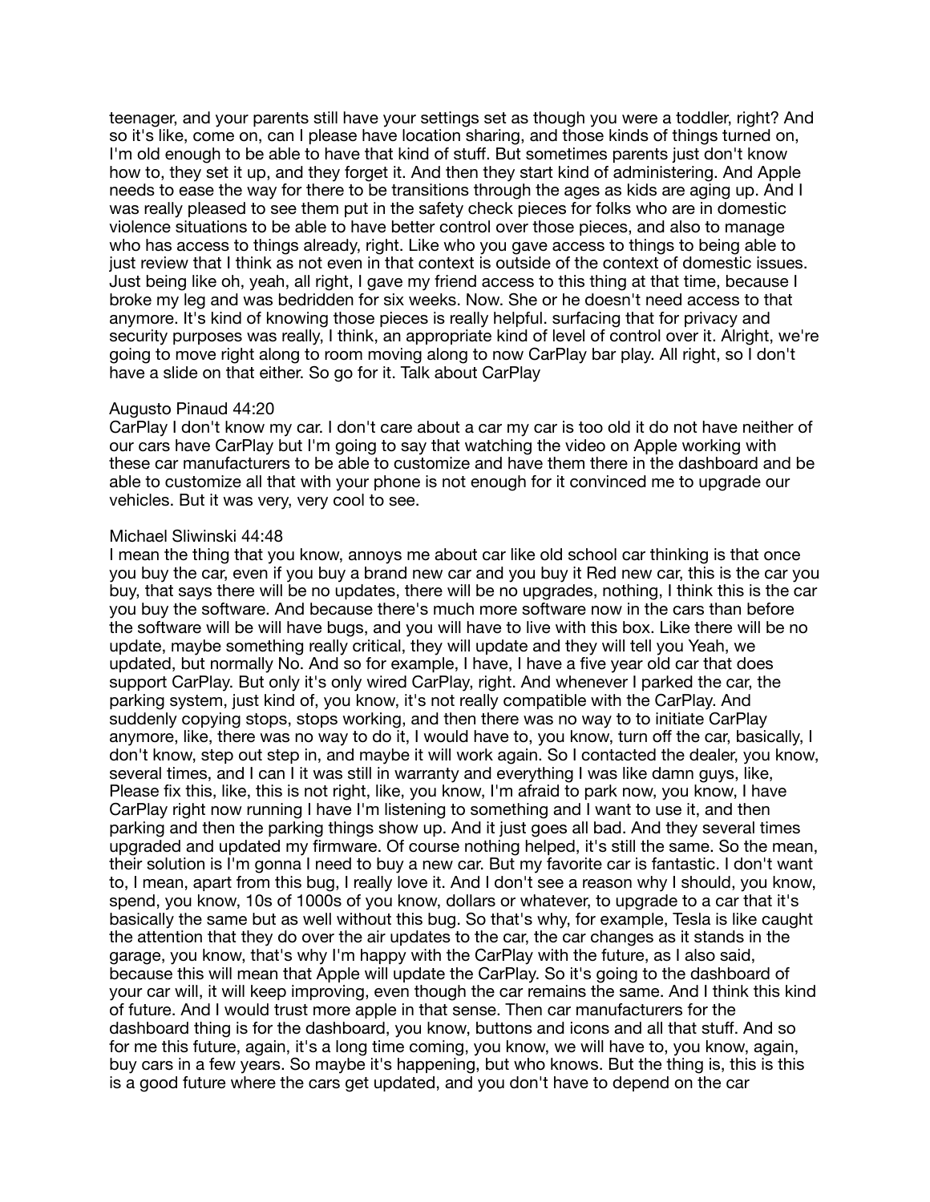teenager, and your parents still have your settings set as though you were a toddler, right? And so it's like, come on, can I please have location sharing, and those kinds of things turned on, I'm old enough to be able to have that kind of stuff. But sometimes parents just don't know how to, they set it up, and they forget it. And then they start kind of administering. And Apple needs to ease the way for there to be transitions through the ages as kids are aging up. And I was really pleased to see them put in the safety check pieces for folks who are in domestic violence situations to be able to have better control over those pieces, and also to manage who has access to things already, right. Like who you gave access to things to being able to just review that I think as not even in that context is outside of the context of domestic issues. Just being like oh, yeah, all right, I gave my friend access to this thing at that time, because I broke my leg and was bedridden for six weeks. Now. She or he doesn't need access to that anymore. It's kind of knowing those pieces is really helpful. surfacing that for privacy and security purposes was really, I think, an appropriate kind of level of control over it. Alright, we're going to move right along to room moving along to now CarPlay bar play. All right, so I don't have a slide on that either. So go for it. Talk about CarPlay

Augusto Pinaud 44:20
CarPlay I don't know my car. I don't care about a car my car is too old it do not have neither of our cars have CarPlay but I'm going to say that watching the video on Apple working with these car manufacturers to be able to customize and have them there in the dashboard and be able to customize all that with your phone is not enough for it convinced me to upgrade our vehicles. But it was very, very cool to see.

Michael Sliwinski 44:48
I mean the thing that you know, annoys me about car like old school car thinking is that once you buy the car, even if you buy a brand new car and you buy it Red new car, this is the car you buy, that says there will be no updates, there will be no upgrades, nothing, I think this is the car you buy the software. And because there's much more software now in the cars than before the software will be will have bugs, and you will have to live with this box. Like there will be no update, maybe something really critical, they will update and they will tell you Yeah, we updated, but normally No. And so for example, I have, I have a five year old car that does support CarPlay. But only it's only wired CarPlay, right. And whenever I parked the car, the parking system, just kind of, you know, it's not really compatible with the CarPlay. And suddenly copying stops, stops working, and then there was no way to to initiate CarPlay anymore, like, there was no way to do it, I would have to, you know, turn off the car, basically, I don't know, step out step in, and maybe it will work again. So I contacted the dealer, you know, several times, and I can I it was still in warranty and everything I was like damn guys, like, Please fix this, like, this is not right, like, you know, I'm afraid to park now, you know, I have CarPlay right now running I have I'm listening to something and I want to use it, and then parking and then the parking things show up. And it just goes all bad. And they several times upgraded and updated my firmware. Of course nothing helped, it's still the same. So the mean, their solution is I'm gonna I need to buy a new car. But my favorite car is fantastic. I don't want to, I mean, apart from this bug, I really love it. And I don't see a reason why I should, you know, spend, you know, 10s of 1000s of you know, dollars or whatever, to upgrade to a car that it's basically the same but as well without this bug. So that's why, for example, Tesla is like caught the attention that they do over the air updates to the car, the car changes as it stands in the garage, you know, that's why I'm happy with the CarPlay with the future, as I also said, because this will mean that Apple will update the CarPlay. So it's going to the dashboard of your car will, it will keep improving, even though the car remains the same. And I think this kind of future. And I would trust more apple in that sense. Then car manufacturers for the dashboard thing is for the dashboard, you know, buttons and icons and all that stuff. And so for me this future, again, it's a long time coming, you know, we will have to, you know, again, buy cars in a few years. So maybe it's happening, but who knows. But the thing is, this is this is a good future where the cars get updated, and you don't have to depend on the car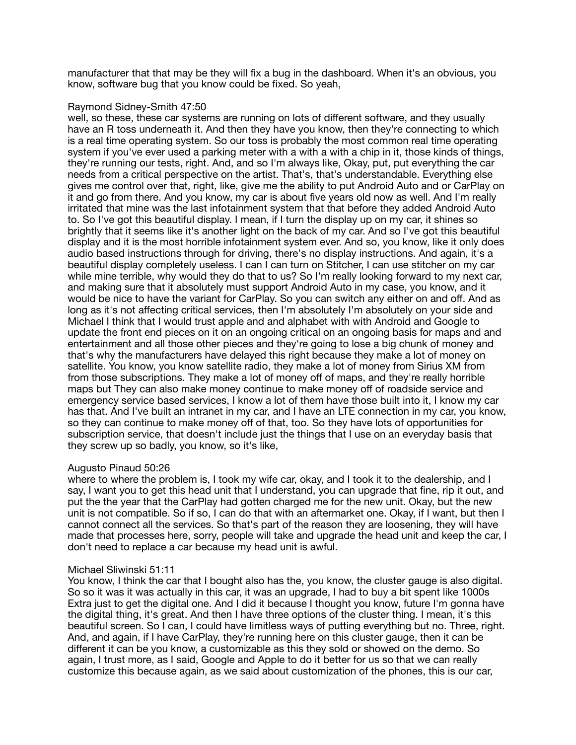manufacturer that that may be they will fix a bug in the dashboard. When it's an obvious, you know, software bug that you know could be fixed. So yeah,

Raymond Sidney-Smith 47:50
well, so these, these car systems are running on lots of different software, and they usually have an R toss underneath it. And then they have you know, then they're connecting to which is a real time operating system. So our toss is probably the most common real time operating system if you've ever used a parking meter with a with a with a chip in it, those kinds of things, they're running our tests, right. And, and so I'm always like, Okay, put, put everything the car needs from a critical perspective on the artist. That's, that's understandable. Everything else gives me control over that, right, like, give me the ability to put Android Auto and or CarPlay on it and go from there. And you know, my car is about five years old now as well. And I'm really irritated that mine was the last infotainment system that that before they added Android Auto to. So I've got this beautiful display. I mean, if I turn the display up on my car, it shines so brightly that it seems like it's another light on the back of my car. And so I've got this beautiful display and it is the most horrible infotainment system ever. And so, you know, like it only does audio based instructions through for driving, there's no display instructions. And again, it's a beautiful display completely useless. I can I can turn on Stitcher, I can use stitcher on my car while mine terrible, why would they do that to us? So I'm really looking forward to my next car, and making sure that it absolutely must support Android Auto in my case, you know, and it would be nice to have the variant for CarPlay. So you can switch any either on and off. And as long as it's not affecting critical services, then I'm absolutely I'm absolutely on your side and Michael I think that I would trust apple and and alphabet with with Android and Google to update the front end pieces on it on an ongoing critical on an ongoing basis for maps and and entertainment and all those other pieces and they're going to lose a big chunk of money and that's why the manufacturers have delayed this right because they make a lot of money on satellite. You know, you know satellite radio, they make a lot of money from Sirius XM from from those subscriptions. They make a lot of money off of maps, and they're really horrible maps but They can also make money continue to make money off of roadside service and emergency service based services, I know a lot of them have those built into it, I know my car has that. And I've built an intranet in my car, and I have an LTE connection in my car, you know, so they can continue to make money off of that, too. So they have lots of opportunities for subscription service, that doesn't include just the things that I use on an everyday basis that they screw up so badly, you know, so it's like,

Augusto Pinaud 50:26
where to where the problem is, I took my wife car, okay, and I took it to the dealership, and I say, I want you to get this head unit that I understand, you can upgrade that fine, rip it out, and put the the year that the CarPlay had gotten charged me for the new unit. Okay, but the new unit is not compatible. So if so, I can do that with an aftermarket one. Okay, if I want, but then I cannot connect all the services. So that's part of the reason they are loosening, they will have made that processes here, sorry, people will take and upgrade the head unit and keep the car, I don't need to replace a car because my head unit is awful.

Michael Sliwinski 51:11
You know, I think the car that I bought also has the, you know, the cluster gauge is also digital. So so it was it was actually in this car, it was an upgrade, I had to buy a bit spent like 1000s Extra just to get the digital one. And I did it because I thought you know, future I'm gonna have the digital thing, it's great. And then I have three options of the cluster thing. I mean, it's this beautiful screen. So I can, I could have limitless ways of putting everything but no. Three, right. And, and again, if I have CarPlay, they're running here on this cluster gauge, then it can be different it can be you know, a customizable as this they sold or showed on the demo. So again, I trust more, as I said, Google and Apple to do it better for us so that we can really customize this because again, as we said about customization of the phones, this is our car,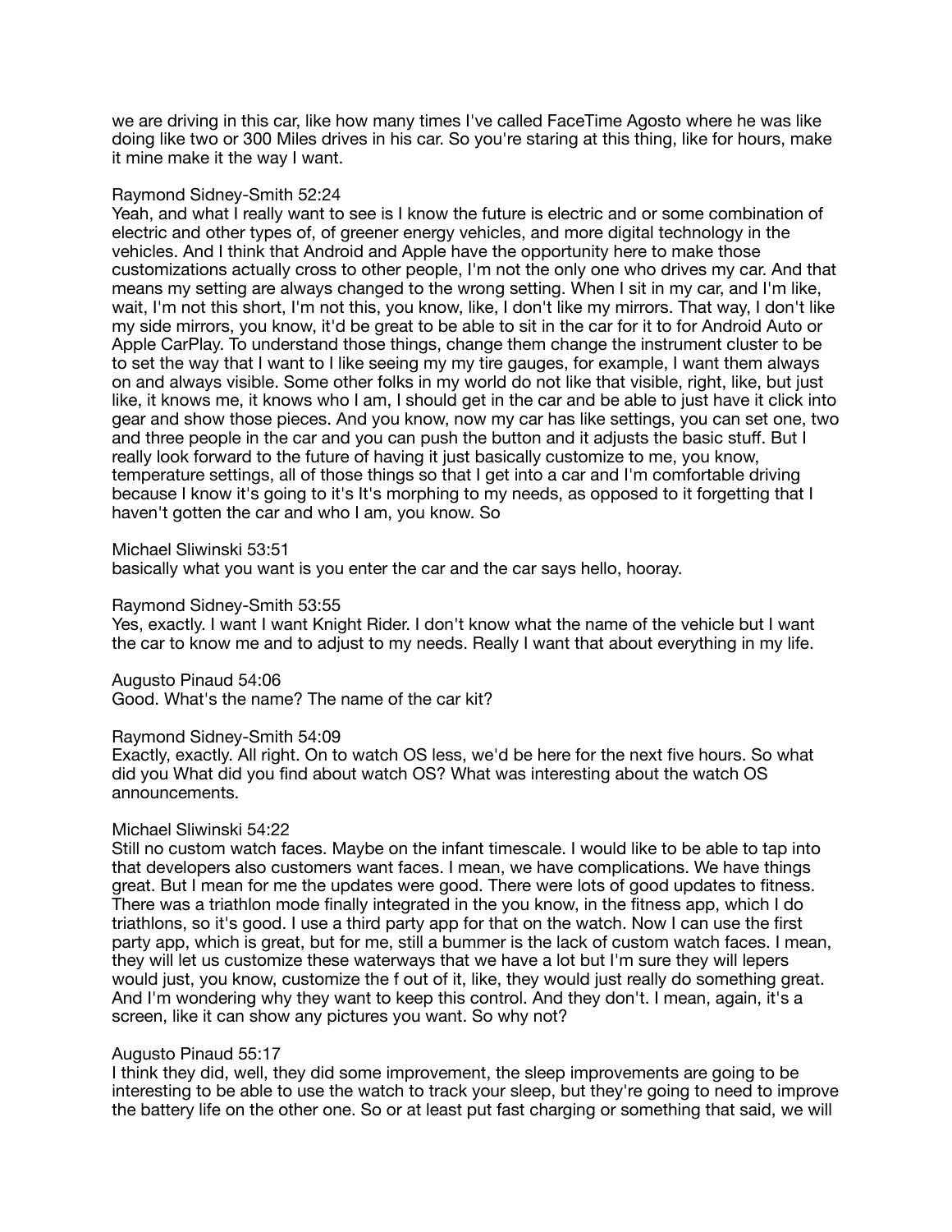we are driving in this car, like how many times I've called FaceTime Agosto where he was like doing like two or 300 Miles drives in his car. So you're staring at this thing, like for hours, make it mine make it the way I want.

Raymond Sidney-Smith 52:24
Yeah, and what I really want to see is I know the future is electric and or some combination of electric and other types of, of greener energy vehicles, and more digital technology in the vehicles. And I think that Android and Apple have the opportunity here to make those customizations actually cross to other people, I'm not the only one who drives my car. And that means my setting are always changed to the wrong setting. When I sit in my car, and I'm like, wait, I'm not this short, I'm not this, you know, like, I don't like my mirrors. That way, I don't like my side mirrors, you know, it'd be great to be able to sit in the car for it to for Android Auto or Apple CarPlay. To understand those things, change them change the instrument cluster to be to set the way that I want to I like seeing my my tire gauges, for example, I want them always on and always visible. Some other folks in my world do not like that visible, right, like, but just like, it knows me, it knows who I am, I should get in the car and be able to just have it click into gear and show those pieces. And you know, now my car has like settings, you can set one, two and three people in the car and you can push the button and it adjusts the basic stuff. But I really look forward to the future of having it just basically customize to me, you know, temperature settings, all of those things so that I get into a car and I'm comfortable driving because I know it's going to it's It's morphing to my needs, as opposed to it forgetting that I haven't gotten the car and who I am, you know. So

Michael Sliwinski 53:51
basically what you want is you enter the car and the car says hello, hooray.

Raymond Sidney-Smith 53:55
Yes, exactly. I want I want Knight Rider. I don't know what the name of the vehicle but I want the car to know me and to adjust to my needs. Really I want that about everything in my life.

Augusto Pinaud 54:06
Good. What's the name? The name of the car kit?

Raymond Sidney-Smith 54:09
Exactly, exactly. All right. On to watch OS less, we'd be here for the next five hours. So what did you What did you find about watch OS? What was interesting about the watch OS announcements.

Michael Sliwinski 54:22
Still no custom watch faces. Maybe on the infant timescale. I would like to be able to tap into that developers also customers want faces. I mean, we have complications. We have things great. But I mean for me the updates were good. There were lots of good updates to fitness. There was a triathlon mode finally integrated in the you know, in the fitness app, which I do triathlons, so it's good. I use a third party app for that on the watch. Now I can use the first party app, which is great, but for me, still a bummer is the lack of custom watch faces. I mean, they will let us customize these waterways that we have a lot but I'm sure they will lepers would just, you know, customize the f out of it, like, they would just really do something great. And I'm wondering why they want to keep this control. And they don't. I mean, again, it's a screen, like it can show any pictures you want. So why not?

Augusto Pinaud 55:17
I think they did, well, they did some improvement, the sleep improvements are going to be interesting to be able to use the watch to track your sleep, but they're going to need to improve the battery life on the other one. So or at least put fast charging or something that said, we will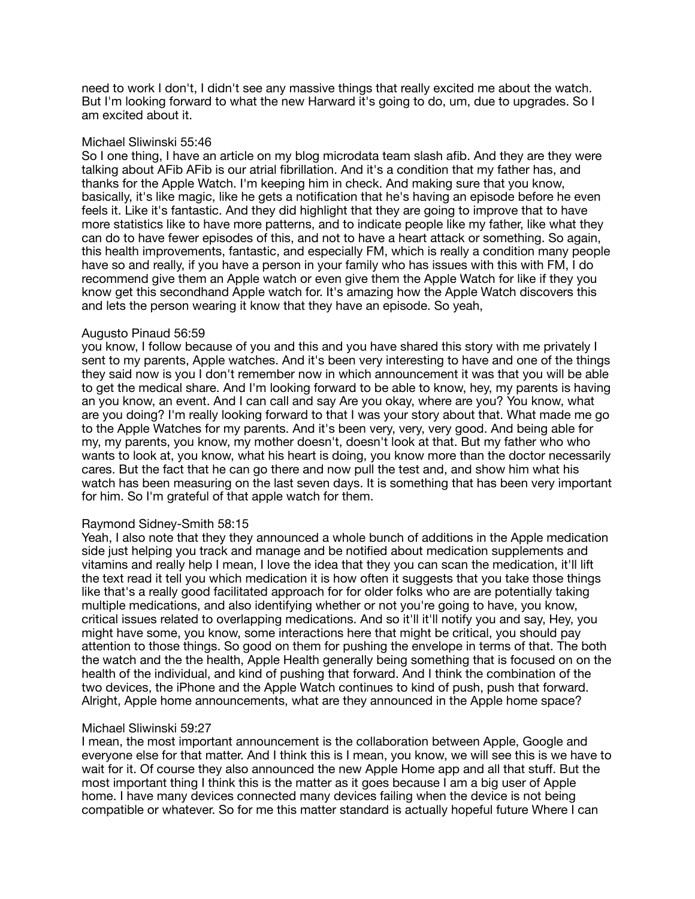need to work I don't, I didn't see any massive things that really excited me about the watch. But I'm looking forward to what the new Harward it's going to do, um, due to upgrades. So I am excited about it.

Michael Sliwinski 55:46
So I one thing, I have an article on my blog microdata team slash afib. And they are they were talking about AFib AFib is our atrial fibrillation. And it's a condition that my father has, and thanks for the Apple Watch. I'm keeping him in check. And making sure that you know, basically, it's like magic, like he gets a notification that he's having an episode before he even feels it. Like it's fantastic. And they did highlight that they are going to improve that to have more statistics like to have more patterns, and to indicate people like my father, like what they can do to have fewer episodes of this, and not to have a heart attack or something. So again, this health improvements, fantastic, and especially FM, which is really a condition many people have so and really, if you have a person in your family who has issues with this with FM, I do recommend give them an Apple watch or even give them the Apple Watch for like if they you know get this secondhand Apple watch for. It's amazing how the Apple Watch discovers this and lets the person wearing it know that they have an episode. So yeah,

Augusto Pinaud 56:59
you know, I follow because of you and this and you have shared this story with me privately I sent to my parents, Apple watches. And it's been very interesting to have and one of the things they said now is you I don't remember now in which announcement it was that you will be able to get the medical share. And I'm looking forward to be able to know, hey, my parents is having an you know, an event. And I can call and say Are you okay, where are you? You know, what are you doing? I'm really looking forward to that I was your story about that. What made me go to the Apple Watches for my parents. And it's been very, very, very good. And being able for my, my parents, you know, my mother doesn't, doesn't look at that. But my father who who wants to look at, you know, what his heart is doing, you know more than the doctor necessarily cares. But the fact that he can go there and now pull the test and, and show him what his watch has been measuring on the last seven days. It is something that has been very important for him. So I'm grateful of that apple watch for them.

Raymond Sidney-Smith 58:15
Yeah, I also note that they they announced a whole bunch of additions in the Apple medication side just helping you track and manage and be notified about medication supplements and vitamins and really help I mean, I love the idea that they you can scan the medication, it'll lift the text read it tell you which medication it is how often it suggests that you take those things like that's a really good facilitated approach for for older folks who are are potentially taking multiple medications, and also identifying whether or not you're going to have, you know, critical issues related to overlapping medications. And so it'll it'll notify you and say, Hey, you might have some, you know, some interactions here that might be critical, you should pay attention to those things. So good on them for pushing the envelope in terms of that. The both the watch and the the health, Apple Health generally being something that is focused on on the health of the individual, and kind of pushing that forward. And I think the combination of the two devices, the iPhone and the Apple Watch continues to kind of push, push that forward. Alright, Apple home announcements, what are they announced in the Apple home space?

Michael Sliwinski 59:27
I mean, the most important announcement is the collaboration between Apple, Google and everyone else for that matter. And I think this is I mean, you know, we will see this is we have to wait for it. Of course they also announced the new Apple Home app and all that stuff. But the most important thing I think this is the matter as it goes because I am a big user of Apple home. I have many devices connected many devices failing when the device is not being compatible or whatever. So for me this matter standard is actually hopeful future Where I can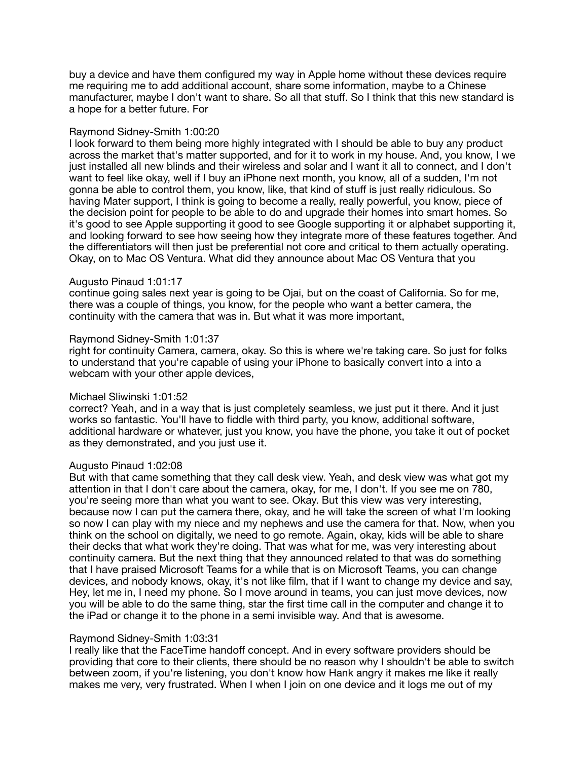buy a device and have them configured my way in Apple home without these devices require me requiring me to add additional account, share some information, maybe to a Chinese manufacturer, maybe I don't want to share. So all that stuff. So I think that this new standard is a hope for a better future. For

Raymond Sidney-Smith 1:00:20
I look forward to them being more highly integrated with I should be able to buy any product across the market that's matter supported, and for it to work in my house. And, you know, I we just installed all new blinds and their wireless and solar and I want it all to connect, and I don't want to feel like okay, well if I buy an iPhone next month, you know, all of a sudden, I'm not gonna be able to control them, you know, like, that kind of stuff is just really ridiculous. So having Mater support, I think is going to become a really, really powerful, you know, piece of the decision point for people to be able to do and upgrade their homes into smart homes. So it's good to see Apple supporting it good to see Google supporting it or alphabet supporting it, and looking forward to see how seeing how they integrate more of these features together. And the differentiators will then just be preferential not core and critical to them actually operating. Okay, on to Mac OS Ventura. What did they announce about Mac OS Ventura that you

Augusto Pinaud 1:01:17
continue going sales next year is going to be Ojai, but on the coast of California. So for me, there was a couple of things, you know, for the people who want a better camera, the continuity with the camera that was in. But what it was more important,

Raymond Sidney-Smith 1:01:37
right for continuity Camera, camera, okay. So this is where we're taking care. So just for folks to understand that you're capable of using your iPhone to basically convert into a into a webcam with your other apple devices,

Michael Sliwinski 1:01:52
correct? Yeah, and in a way that is just completely seamless, we just put it there. And it just works so fantastic. You'll have to fiddle with third party, you know, additional software, additional hardware or whatever, just you know, you have the phone, you take it out of pocket as they demonstrated, and you just use it.

Augusto Pinaud 1:02:08
But with that came something that they call desk view. Yeah, and desk view was what got my attention in that I don't care about the camera, okay, for me, I don't. If you see me on 780, you're seeing more than what you want to see. Okay. But this view was very interesting, because now I can put the camera there, okay, and he will take the screen of what I'm looking so now I can play with my niece and my nephews and use the camera for that. Now, when you think on the school on digitally, we need to go remote. Again, okay, kids will be able to share their decks that what work they're doing. That was what for me, was very interesting about continuity camera. But the next thing that they announced related to that was do something that I have praised Microsoft Teams for a while that is on Microsoft Teams, you can change devices, and nobody knows, okay, it's not like film, that if I want to change my device and say, Hey, let me in, I need my phone. So I move around in teams, you can just move devices, now you will be able to do the same thing, star the first time call in the computer and change it to the iPad or change it to the phone in a semi invisible way. And that is awesome.

Raymond Sidney-Smith 1:03:31
I really like that the FaceTime handoff concept. And in every software providers should be providing that core to their clients, there should be no reason why I shouldn't be able to switch between zoom, if you're listening, you don't know how Hank angry it makes me like it really makes me very, very frustrated. When I when I join on one device and it logs me out of my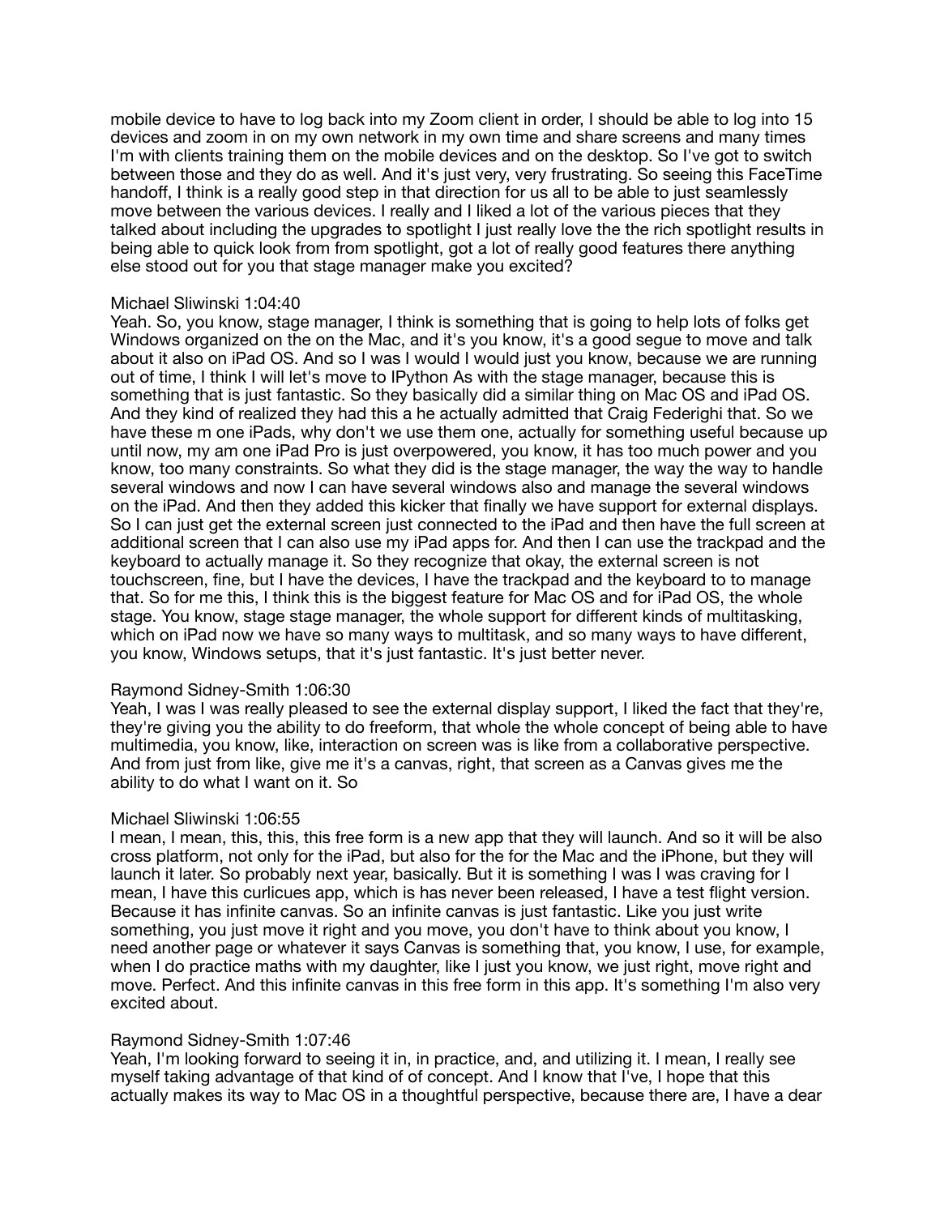mobile device to have to log back into my Zoom client in order, I should be able to log into 15 devices and zoom in on my own network in my own time and share screens and many times I'm with clients training them on the mobile devices and on the desktop. So I've got to switch between those and they do as well. And it's just very, very frustrating. So seeing this FaceTime handoff, I think is a really good step in that direction for us all to be able to just seamlessly move between the various devices. I really and I liked a lot of the various pieces that they talked about including the upgrades to spotlight I just really love the the rich spotlight results in being able to quick look from from spotlight, got a lot of really good features there anything else stood out for you that stage manager make you excited?

Michael Sliwinski 1:04:40
Yeah. So, you know, stage manager, I think is something that is going to help lots of folks get Windows organized on the on the Mac, and it's you know, it's a good segue to move and talk about it also on iPad OS. And so I was I would I would just you know, because we are running out of time, I think I will let's move to IPython As with the stage manager, because this is something that is just fantastic. So they basically did a similar thing on Mac OS and iPad OS. And they kind of realized they had this a he actually admitted that Craig Federighi that. So we have these m one iPads, why don't we use them one, actually for something useful because up until now, my am one iPad Pro is just overpowered, you know, it has too much power and you know, too many constraints. So what they did is the stage manager, the way the way to handle several windows and now I can have several windows also and manage the several windows on the iPad. And then they added this kicker that finally we have support for external displays. So I can just get the external screen just connected to the iPad and then have the full screen at additional screen that I can also use my iPad apps for. And then I can use the trackpad and the keyboard to actually manage it. So they recognize that okay, the external screen is not touchscreen, fine, but I have the devices, I have the trackpad and the keyboard to to manage that. So for me this, I think this is the biggest feature for Mac OS and for iPad OS, the whole stage. You know, stage stage manager, the whole support for different kinds of multitasking, which on iPad now we have so many ways to multitask, and so many ways to have different, you know, Windows setups, that it's just fantastic. It's just better never.

Raymond Sidney-Smith 1:06:30
Yeah, I was I was really pleased to see the external display support, I liked the fact that they're, they're giving you the ability to do freeform, that whole the whole concept of being able to have multimedia, you know, like, interaction on screen was is like from a collaborative perspective. And from just from like, give me it's a canvas, right, that screen as a Canvas gives me the ability to do what I want on it. So

Michael Sliwinski 1:06:55
I mean, I mean, this, this, this free form is a new app that they will launch. And so it will be also cross platform, not only for the iPad, but also for the for the Mac and the iPhone, but they will launch it later. So probably next year, basically. But it is something I was I was craving for I mean, I have this curlicues app, which is has never been released, I have a test flight version. Because it has infinite canvas. So an infinite canvas is just fantastic. Like you just write something, you just move it right and you move, you don't have to think about you know, I need another page or whatever it says Canvas is something that, you know, I use, for example, when I do practice maths with my daughter, like I just you know, we just right, move right and move. Perfect. And this infinite canvas in this free form in this app. It's something I'm also very excited about.

Raymond Sidney-Smith 1:07:46
Yeah, I'm looking forward to seeing it in, in practice, and, and utilizing it. I mean, I really see myself taking advantage of that kind of of concept. And I know that I've, I hope that this actually makes its way to Mac OS in a thoughtful perspective, because there are, I have a dear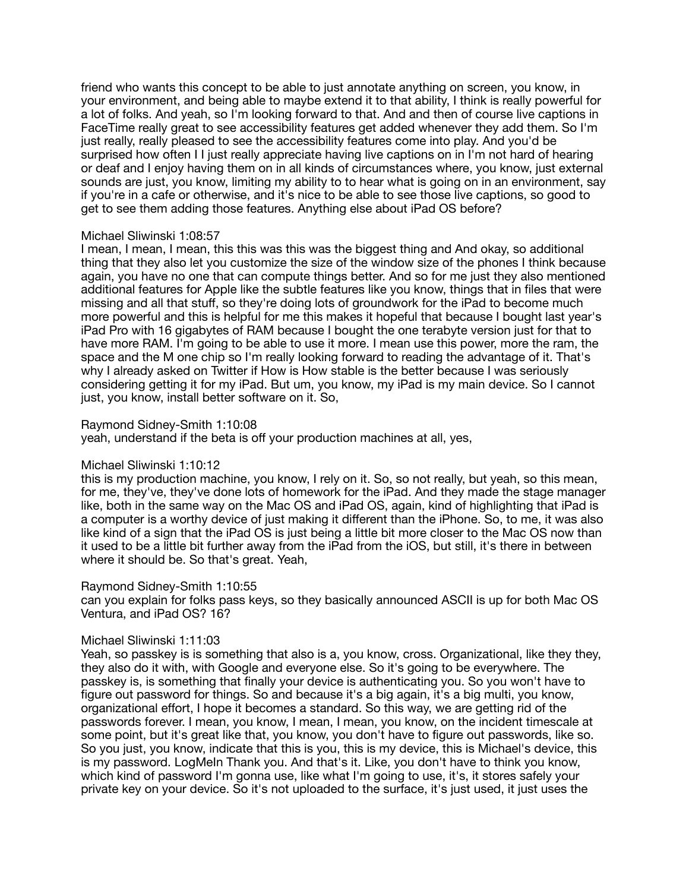friend who wants this concept to be able to just annotate anything on screen, you know, in your environment, and being able to maybe extend it to that ability, I think is really powerful for a lot of folks. And yeah, so I'm looking forward to that. And and then of course live captions in FaceTime really great to see accessibility features get added whenever they add them. So I'm just really, really pleased to see the accessibility features come into play. And you'd be surprised how often I I just really appreciate having live captions on in I'm not hard of hearing or deaf and I enjoy having them on in all kinds of circumstances where, you know, just external sounds are just, you know, limiting my ability to to hear what is going on in an environment, say if you're in a cafe or otherwise, and it's nice to be able to see those live captions, so good to get to see them adding those features. Anything else about iPad OS before?

Michael Sliwinski 1:08:57
I mean, I mean, I mean, this this was this was the biggest thing and And okay, so additional thing that they also let you customize the size of the window size of the phones I think because again, you have no one that can compute things better. And so for me just they also mentioned additional features for Apple like the subtle features like you know, things that in files that were missing and all that stuff, so they're doing lots of groundwork for the iPad to become much more powerful and this is helpful for me this makes it hopeful that because I bought last year's iPad Pro with 16 gigabytes of RAM because I bought the one terabyte version just for that to have more RAM. I'm going to be able to use it more. I mean use this power, more the ram, the space and the M one chip so I'm really looking forward to reading the advantage of it. That's why I already asked on Twitter if How is How stable is the better because I was seriously considering getting it for my iPad. But um, you know, my iPad is my main device. So I cannot just, you know, install better software on it. So,

Raymond Sidney-Smith 1:10:08
yeah, understand if the beta is off your production machines at all, yes,

Michael Sliwinski 1:10:12
this is my production machine, you know, I rely on it. So, so not really, but yeah, so this mean, for me, they've, they've done lots of homework for the iPad. And they made the stage manager like, both in the same way on the Mac OS and iPad OS, again, kind of highlighting that iPad is a computer is a worthy device of just making it different than the iPhone. So, to me, it was also like kind of a sign that the iPad OS is just being a little bit more closer to the Mac OS now than it used to be a little bit further away from the iPad from the iOS, but still, it's there in between where it should be. So that's great. Yeah,

Raymond Sidney-Smith 1:10:55
can you explain for folks pass keys, so they basically announced ASCII is up for both Mac OS Ventura, and iPad OS? 16?

Michael Sliwinski 1:11:03
Yeah, so passkey is is something that also is a, you know, cross. Organizational, like they they, they also do it with, with Google and everyone else. So it's going to be everywhere. The passkey is, is something that finally your device is authenticating you. So you won't have to figure out password for things. So and because it's a big again, it's a big multi, you know, organizational effort, I hope it becomes a standard. So this way, we are getting rid of the passwords forever. I mean, you know, I mean, I mean, you know, on the incident timescale at some point, but it's great like that, you know, you don't have to figure out passwords, like so. So you just, you know, indicate that this is you, this is my device, this is Michael's device, this is my password. LogMeIn Thank you. And that's it. Like, you don't have to think you know, which kind of password I'm gonna use, like what I'm going to use, it's, it stores safely your private key on your device. So it's not uploaded to the surface, it's just used, it just uses the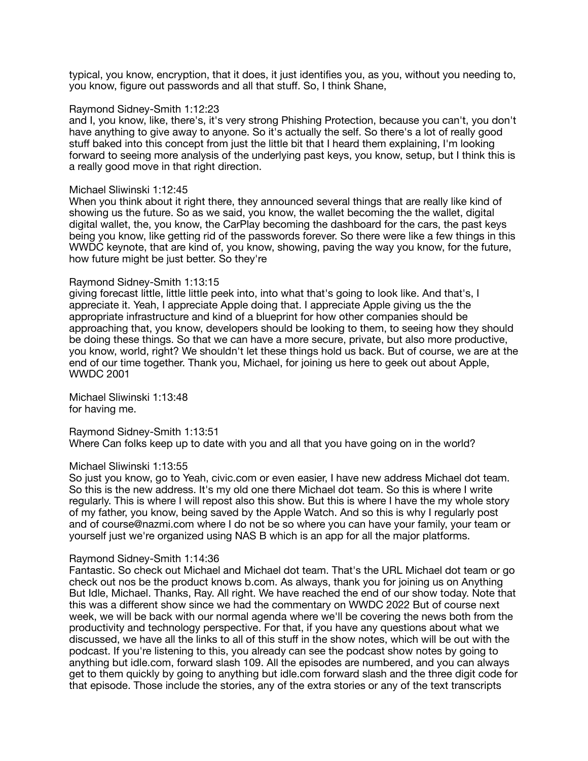typical, you know, encryption, that it does, it just identifies you, as you, without you needing to, you know, figure out passwords and all that stuff. So, I think Shane,

Raymond Sidney-Smith 1:12:23
and I, you know, like, there's, it's very strong Phishing Protection, because you can't, you don't have anything to give away to anyone. So it's actually the self. So there's a lot of really good stuff baked into this concept from just the little bit that I heard them explaining, I'm looking forward to seeing more analysis of the underlying past keys, you know, setup, but I think this is a really good move in that right direction.

Michael Sliwinski 1:12:45
When you think about it right there, they announced several things that are really like kind of showing us the future. So as we said, you know, the wallet becoming the the wallet, digital digital wallet, the, you know, the CarPlay becoming the dashboard for the cars, the past keys being you know, like getting rid of the passwords forever. So there were like a few things in this WWDC keynote, that are kind of, you know, showing, paving the way you know, for the future, how future might be just better. So they're

Raymond Sidney-Smith 1:13:15
giving forecast little, little little peek into, into what that's going to look like. And that's, I appreciate it. Yeah, I appreciate Apple doing that. I appreciate Apple giving us the the appropriate infrastructure and kind of a blueprint for how other companies should be approaching that, you know, developers should be looking to them, to seeing how they should be doing these things. So that we can have a more secure, private, but also more productive, you know, world, right? We shouldn't let these things hold us back. But of course, we are at the end of our time together. Thank you, Michael, for joining us here to geek out about Apple, WWDC 2001

Michael Sliwinski 1:13:48
for having me.

Raymond Sidney-Smith 1:13:51
Where Can folks keep up to date with you and all that you have going on in the world?

Michael Sliwinski 1:13:55
So just you know, go to Yeah, civic.com or even easier, I have new address Michael dot team. So this is the new address. It's my old one there Michael dot team. So this is where I write regularly. This is where I will repost also this show. But this is where I have the my whole story of my father, you know, being saved by the Apple Watch. And so this is why I regularly post and of course@nazmi.com where I do not be so where you can have your family, your team or yourself just we're organized using NAS B which is an app for all the major platforms.

Raymond Sidney-Smith 1:14:36
Fantastic. So check out Michael and Michael dot team. That's the URL Michael dot team or go check out nos be the product knows b.com. As always, thank you for joining us on Anything But Idle, Michael. Thanks, Ray. All right. We have reached the end of our show today. Note that this was a different show since we had the commentary on WWDC 2022 But of course next week, we will be back with our normal agenda where we'll be covering the news both from the productivity and technology perspective. For that, if you have any questions about what we discussed, we have all the links to all of this stuff in the show notes, which will be out with the podcast. If you're listening to this, you already can see the podcast show notes by going to anything but idle.com, forward slash 109. All the episodes are numbered, and you can always get to them quickly by going to anything but idle.com forward slash and the three digit code for that episode. Those include the stories, any of the extra stories or any of the text transcripts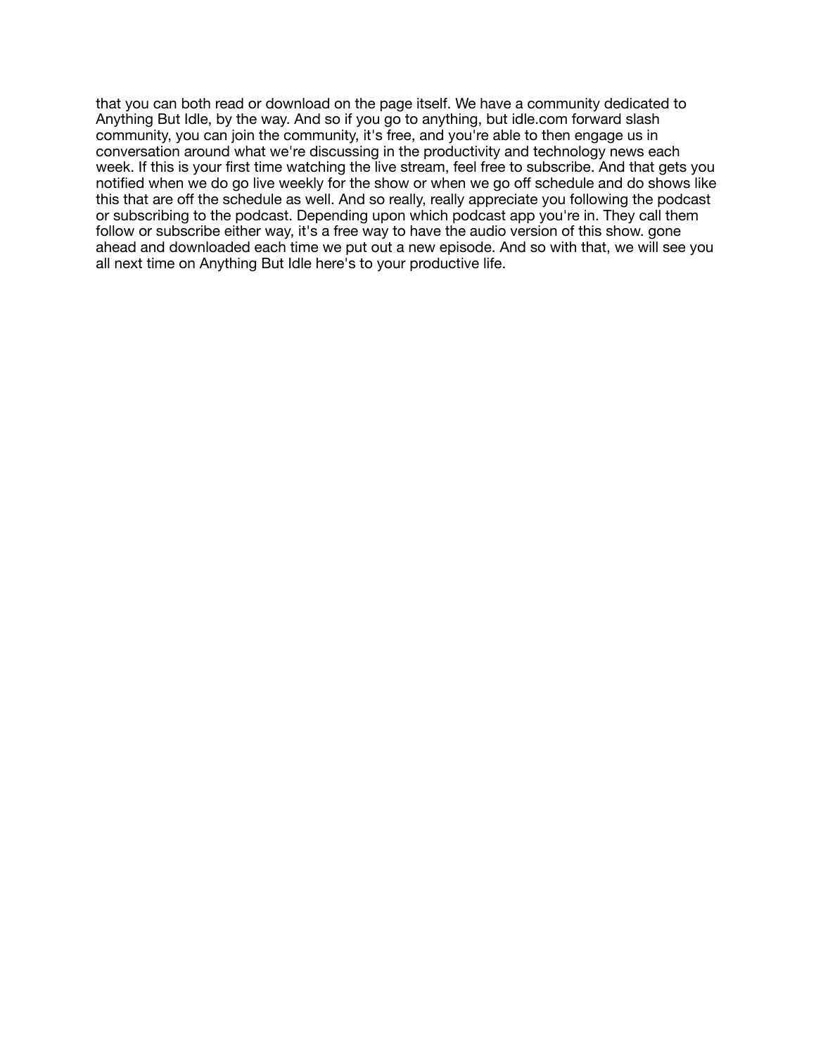that you can both read or download on the page itself. We have a community dedicated to Anything But Idle, by the way. And so if you go to anything, but idle.com forward slash community, you can join the community, it's free, and you're able to then engage us in conversation around what we're discussing in the productivity and technology news each week. If this is your first time watching the live stream, feel free to subscribe. And that gets you notified when we do go live weekly for the show or when we go off schedule and do shows like this that are off the schedule as well. And so really, really appreciate you following the podcast or subscribing to the podcast. Depending upon which podcast app you're in. They call them follow or subscribe either way, it's a free way to have the audio version of this show. gone ahead and downloaded each time we put out a new episode. And so with that, we will see you all next time on Anything But Idle here's to your productive life.